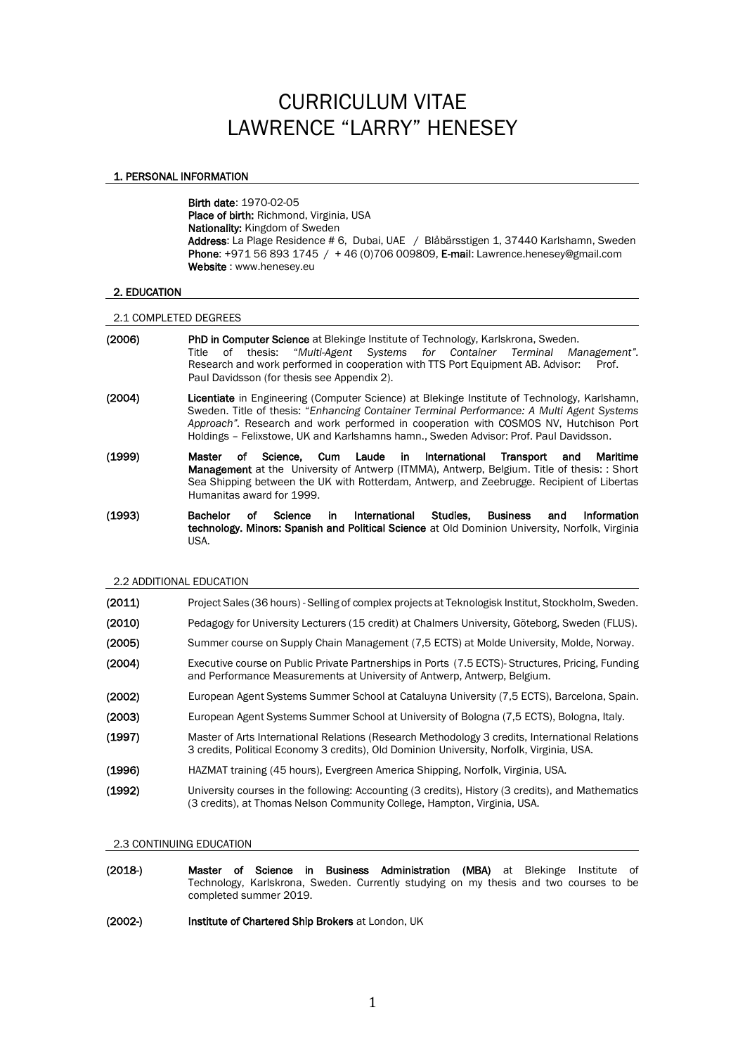# CURRICULUM VITAE
# LAWRENCE "LARRY" HENESEY

## 1. PERSONAL INFORMATION

**Birth date**: 1970-02-05
**Place of birth:** Richmond, Virginia, USA
**Nationality:** Kingdom of Sweden
**Address**: La Plage Residence # 6, Dubai, UAE / Blåbärsstigen 1, 37440 Karlshamn, Sweden
**Phone**: +971 56 893 1745 / + 46 (0)706 009809, **E-mail**: Lawrence.henesey@gmail.com
**Website** : www.henesey.eu

## 2. EDUCATION

### 2.1 COMPLETED DEGREES

**(2006)** **PhD in Computer Science** at Blekinge Institute of Technology, Karlskrona, Sweden. Title of thesis: "*Multi-Agent Systems for Container Terminal Management*". Research and work performed in cooperation with TTS Port Equipment AB. Advisor: Prof. Paul Davidsson (for thesis see Appendix 2).

**(2004)** **Licentiate** in Engineering (Computer Science) at Blekinge Institute of Technology, Karlshamn, Sweden. Title of thesis: "*Enhancing Container Terminal Performance: A Multi Agent Systems Approach*". Research and work performed in cooperation with COSMOS NV, Hutchison Port Holdings – Felixstowe, UK and Karlshamns hamn., Sweden Advisor: Prof. Paul Davidsson.

**(1999)** **Master of Science, Cum Laude in International Transport and Maritime Management** at the University of Antwerp (ITMMA), Antwerp, Belgium. Title of thesis: : Short Sea Shipping between the UK with Rotterdam, Antwerp, and Zeebrugge. Recipient of Libertas Humanitas award for 1999.

**(1993)** **Bachelor of Science in International Studies, Business and Information technology. Minors: Spanish and Political Science** at Old Dominion University, Norfolk, Virginia USA.

### 2.2 ADDITIONAL EDUCATION

**(2011)** Project Sales (36 hours) - Selling of complex projects at Teknologisk Institut, Stockholm, Sweden.

**(2010)** Pedagogy for University Lecturers (15 credit) at Chalmers University, Göteborg, Sweden (FLUS).

**(2005)** Summer course on Supply Chain Management (7,5 ECTS) at Molde University, Molde, Norway.

**(2004)** Executive course on Public Private Partnerships in Ports (7.5 ECTS)- Structures, Pricing, Funding and Performance Measurements at University of Antwerp, Antwerp, Belgium.

**(2002)** European Agent Systems Summer School at Cataluyna University (7,5 ECTS), Barcelona, Spain.

**(2003)** European Agent Systems Summer School at University of Bologna (7,5 ECTS), Bologna, Italy.

**(1997)** Master of Arts International Relations (Research Methodology 3 credits, International Relations 3 credits, Political Economy 3 credits), Old Dominion University, Norfolk, Virginia, USA.

**(1996)** HAZMAT training (45 hours), Evergreen America Shipping, Norfolk, Virginia, USA.

**(1992)** University courses in the following: Accounting (3 credits), History (3 credits), and Mathematics (3 credits), at Thomas Nelson Community College, Hampton, Virginia, USA.

### 2.3 CONTINUING EDUCATION

**(2018-)** **Master of Science in Business Administration (MBA)** at Blekinge Institute of Technology, Karlskrona, Sweden. Currently studying on my thesis and two courses to be completed summer 2019.

**(2002-)** **Institute of Chartered Ship Brokers** at London, UK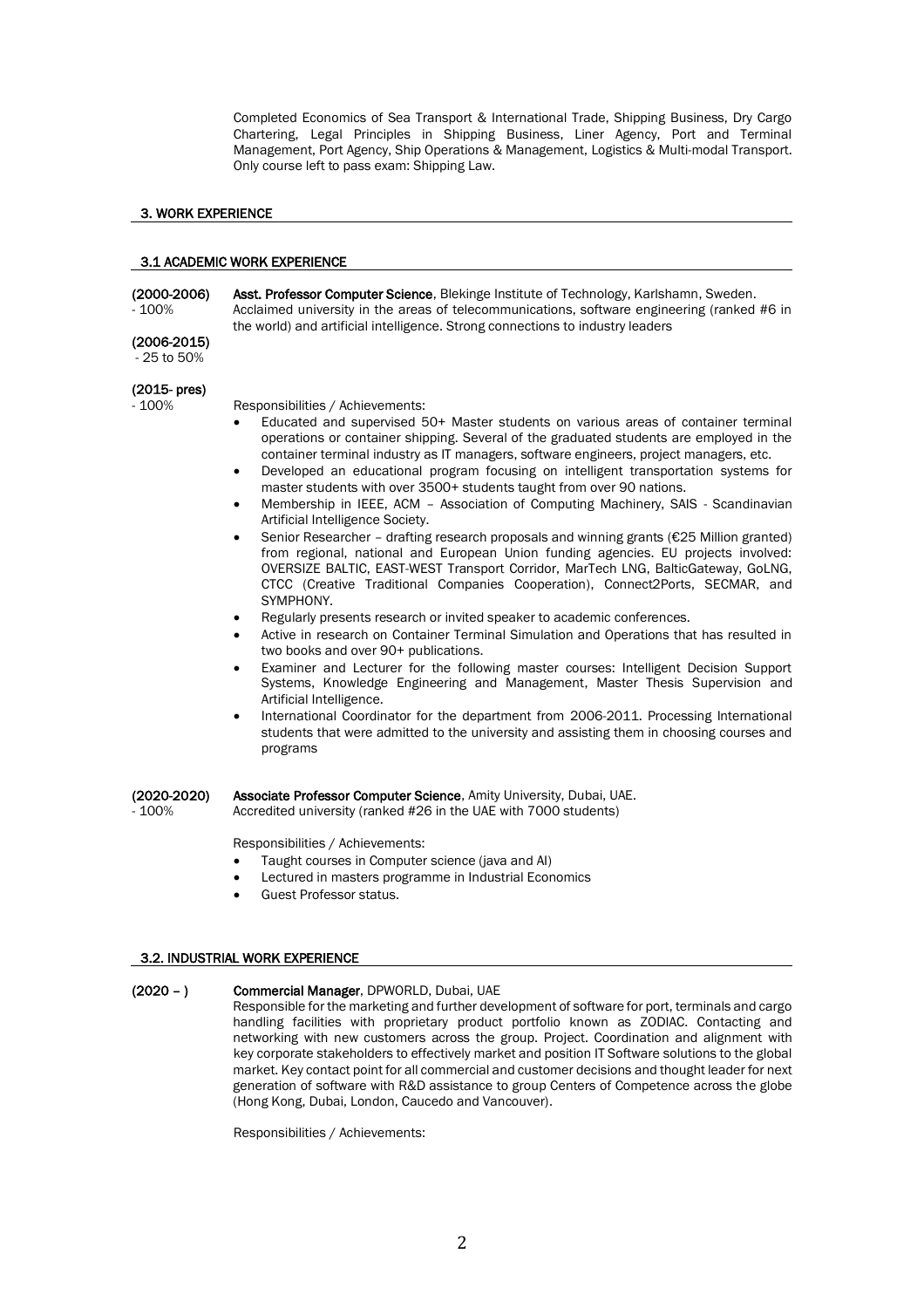Completed Economics of Sea Transport & International Trade, Shipping Business, Dry Cargo Chartering, Legal Principles in Shipping Business, Liner Agency, Port and Terminal Management, Port Agency, Ship Operations & Management, Logistics & Multi-modal Transport. Only course left to pass exam: Shipping Law.

## 3. WORK EXPERIENCE

### 3.1 ACADEMIC WORK EXPERIENCE

**(2000-2006)** - 100%
**(2006-2015)** - 25 to 50%
**(2015- pres)** - 100%

**Asst. Professor Computer Science**, Blekinge Institute of Technology, Karlshamn, Sweden.
Acclaimed university in the areas of telecommunications, software engineering (ranked #6 in the world) and artificial intelligence. Strong connections to industry leaders

Responsibilities / Achievements:

- Educated and supervised 50+ Master students on various areas of container terminal operations or container shipping. Several of the graduated students are employed in the container terminal industry as IT managers, software engineers, project managers, etc.
- Developed an educational program focusing on intelligent transportation systems for master students with over 3500+ students taught from over 90 nations.
- Membership in IEEE, ACM – Association of Computing Machinery, SAIS - Scandinavian Artificial Intelligence Society.
- Senior Researcher – drafting research proposals and winning grants (€25 Million granted) from regional, national and European Union funding agencies. EU projects involved: OVERSIZE BALTIC, EAST-WEST Transport Corridor, MarTech LNG, BalticGateway, GoLNG, CTCC (Creative Traditional Companies Cooperation), Connect2Ports, SECMAR, and SYMPHONY.
- Regularly presents research or invited speaker to academic conferences.
- Active in research on Container Terminal Simulation and Operations that has resulted in two books and over 90+ publications.
- Examiner and Lecturer for the following master courses: Intelligent Decision Support Systems, Knowledge Engineering and Management, Master Thesis Supervision and Artificial Intelligence.
- International Coordinator for the department from 2006-2011. Processing International students that were admitted to the university and assisting them in choosing courses and programs

**(2020-2020)** - 100%

**Associate Professor Computer Science**, Amity University, Dubai, UAE.
Accredited university (ranked #26 in the UAE with 7000 students)

Responsibilities / Achievements:

- Taught courses in Computer science (java and AI)
- Lectured in masters programme in Industrial Economics
- Guest Professor status.

### 3.2. INDUSTRIAL WORK EXPERIENCE

**(2020 – )** **Commercial Manager**, DPWORLD, Dubai, UAE
Responsible for the marketing and further development of software for port, terminals and cargo handling facilities with proprietary product portfolio known as ZODIAC. Contacting and networking with new customers across the group. Project. Coordination and alignment with key corporate stakeholders to effectively market and position IT Software solutions to the global market. Key contact point for all commercial and customer decisions and thought leader for next generation of software with R&D assistance to group Centers of Competence across the globe (Hong Kong, Dubai, London, Caucedo and Vancouver).

Responsibilities / Achievements: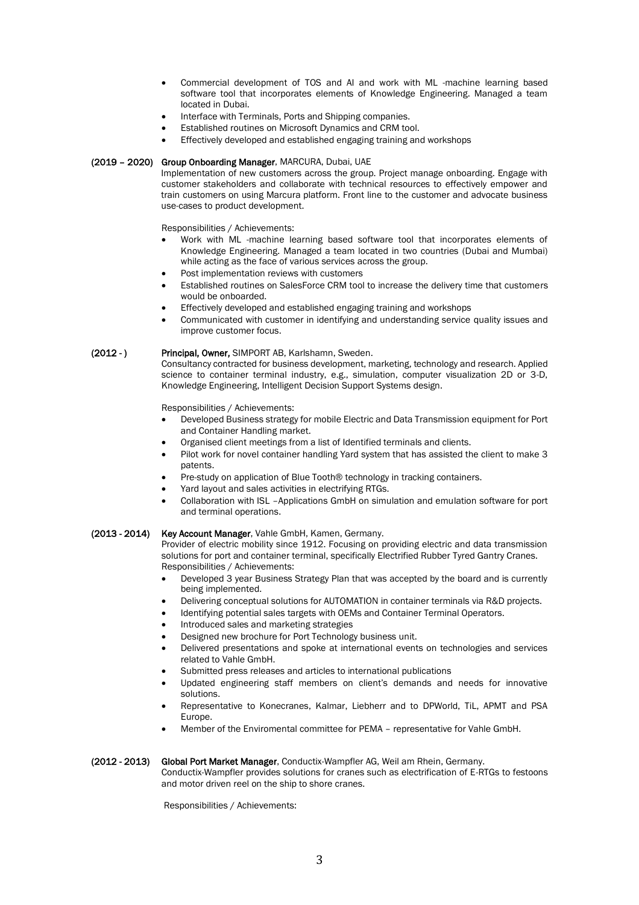- Commercial development of TOS and AI and work with ML -machine learning based software tool that incorporates elements of Knowledge Engineering. Managed a team located in Dubai.
- Interface with Terminals, Ports and Shipping companies.
- Established routines on Microsoft Dynamics and CRM tool.
- Effectively developed and established engaging training and workshops

**(2019 – 2020) Group Onboarding Manager**, MARCURA, Dubai, UAE

Implementation of new customers across the group. Project manage onboarding. Engage with customer stakeholders and collaborate with technical resources to effectively empower and train customers on using Marcura platform. Front line to the customer and advocate business use-cases to product development.

Responsibilities / Achievements:

- Work with ML -machine learning based software tool that incorporates elements of Knowledge Engineering. Managed a team located in two countries (Dubai and Mumbai) while acting as the face of various services across the group.
- Post implementation reviews with customers
- Established routines on SalesForce CRM tool to increase the delivery time that customers would be onboarded.
- Effectively developed and established engaging training and workshops
- Communicated with customer in identifying and understanding service quality issues and improve customer focus.

**(2012 - ) Principal, Owner,** SIMPORT AB, Karlshamn, Sweden.

Consultancy contracted for business development, marketing, technology and research. Applied science to container terminal industry, e.g., simulation, computer visualization 2D or 3-D, Knowledge Engineering, Intelligent Decision Support Systems design.

Responsibilities / Achievements:

- Developed Business strategy for mobile Electric and Data Transmission equipment for Port and Container Handling market.
- Organised client meetings from a list of Identified terminals and clients.
- Pilot work for novel container handling Yard system that has assisted the client to make 3 patents.
- Pre-study on application of Blue Tooth® technology in tracking containers.
- Yard layout and sales activities in electrifying RTGs.
- Collaboration with ISL –Applications GmbH on simulation and emulation software for port and terminal operations.

**(2013 - 2014) Key Account Manager**, Vahle GmbH, Kamen, Germany.

Provider of electric mobility since 1912. Focusing on providing electric and data transmission solutions for port and container terminal, specifically Electrified Rubber Tyred Gantry Cranes.

Responsibilities / Achievements:

- Developed 3 year Business Strategy Plan that was accepted by the board and is currently being implemented.
- Delivering conceptual solutions for AUTOMATION in container terminals via R&D projects.
- Identifying potential sales targets with OEMs and Container Terminal Operators.
- Introduced sales and marketing strategies
- Designed new brochure for Port Technology business unit.
- Delivered presentations and spoke at international events on technologies and services related to Vahle GmbH.
- Submitted press releases and articles to international publications
- Updated engineering staff members on client's demands and needs for innovative solutions.
- Representative to Konecranes, Kalmar, Liebherr and to DPWorld, TiL, APMT and PSA Europe.
- Member of the Enviromental committee for PEMA – representative for Vahle GmbH.

**(2012 - 2013) Global Port Market Manager**, Conductix-Wampfler AG, Weil am Rhein, Germany.

Conductix-Wampfler provides solutions for cranes such as electrification of E-RTGs to festoons and motor driven reel on the ship to shore cranes.

Responsibilities / Achievements: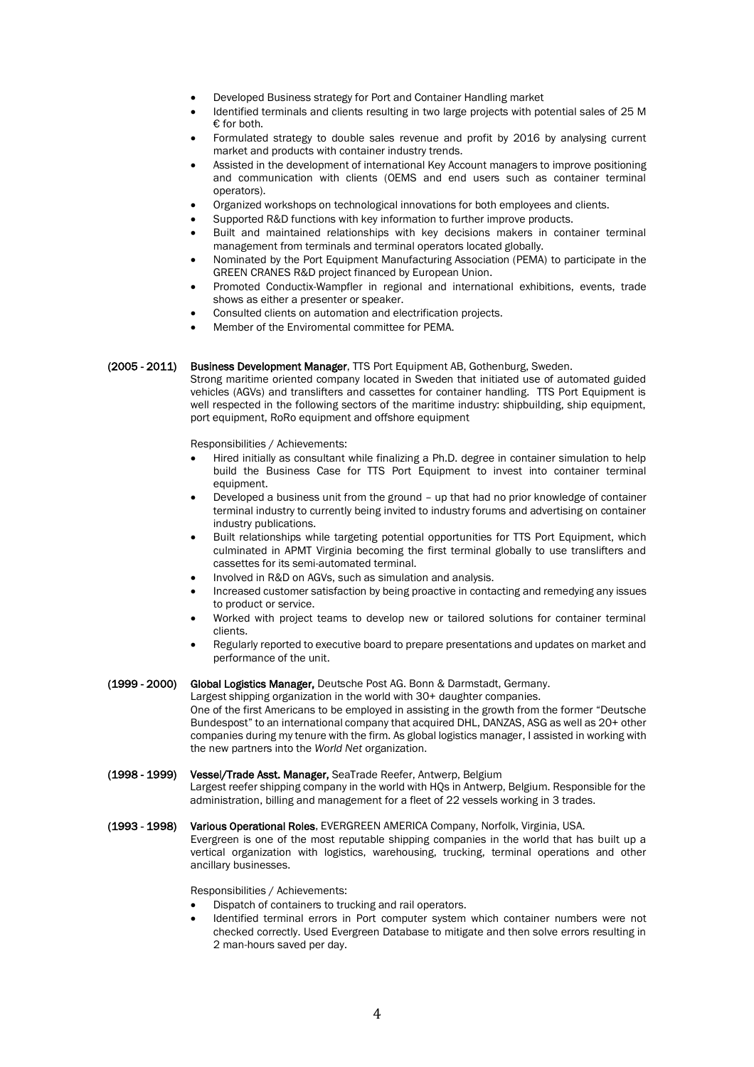- Developed Business strategy for Port and Container Handling market
- Identified terminals and clients resulting in two large projects with potential sales of 25 M € for both.
- Formulated strategy to double sales revenue and profit by 2016 by analysing current market and products with container industry trends.
- Assisted in the development of international Key Account managers to improve positioning and communication with clients (OEMS and end users such as container terminal operators).
- Organized workshops on technological innovations for both employees and clients.
- Supported R&D functions with key information to further improve products.
- Built and maintained relationships with key decisions makers in container terminal management from terminals and terminal operators located globally.
- Nominated by the Port Equipment Manufacturing Association (PEMA) to participate in the GREEN CRANES R&D project financed by European Union.
- Promoted Conductix-Wampfler in regional and international exhibitions, events, trade shows as either a presenter or speaker.
- Consulted clients on automation and electrification projects.
- Member of the Enviromental committee for PEMA.

**(2005 - 2011)** **Business Development Manager**, TTS Port Equipment AB, Gothenburg, Sweden.

Strong maritime oriented company located in Sweden that initiated use of automated guided vehicles (AGVs) and translifters and cassettes for container handling. TTS Port Equipment is well respected in the following sectors of the maritime industry: shipbuilding, ship equipment, port equipment, RoRo equipment and offshore equipment

Responsibilities / Achievements:

- Hired initially as consultant while finalizing a Ph.D. degree in container simulation to help build the Business Case for TTS Port Equipment to invest into container terminal equipment.
- Developed a business unit from the ground – up that had no prior knowledge of container terminal industry to currently being invited to industry forums and advertising on container industry publications.
- Built relationships while targeting potential opportunities for TTS Port Equipment, which culminated in APMT Virginia becoming the first terminal globally to use translifters and cassettes for its semi-automated terminal.
- Involved in R&D on AGVs, such as simulation and analysis.
- Increased customer satisfaction by being proactive in contacting and remedying any issues to product or service.
- Worked with project teams to develop new or tailored solutions for container terminal clients.
- Regularly reported to executive board to prepare presentations and updates on market and performance of the unit.

**(1999 - 2000)** **Global Logistics Manager,** Deutsche Post AG. Bonn & Darmstadt, Germany.

Largest shipping organization in the world with 30+ daughter companies.
One of the first Americans to be employed in assisting in the growth from the former "Deutsche Bundespost" to an international company that acquired DHL, DANZAS, ASG as well as 20+ other companies during my tenure with the firm. As global logistics manager, I assisted in working with the new partners into the *World Net* organization.

**(1998 - 1999)** **Vessel/Trade Asst. Manager,** SeaTrade Reefer, Antwerp, Belgium

Largest reefer shipping company in the world with HQs in Antwerp, Belgium. Responsible for the administration, billing and management for a fleet of 22 vessels working in 3 trades.

**(1993 - 1998)** **Various Operational Roles**, EVERGREEN AMERICA Company, Norfolk, Virginia, USA.

Evergreen is one of the most reputable shipping companies in the world that has built up a vertical organization with logistics, warehousing, trucking, terminal operations and other ancillary businesses.

Responsibilities / Achievements:

- Dispatch of containers to trucking and rail operators.
- Identified terminal errors in Port computer system which container numbers were not checked correctly. Used Evergreen Database to mitigate and then solve errors resulting in 2 man-hours saved per day.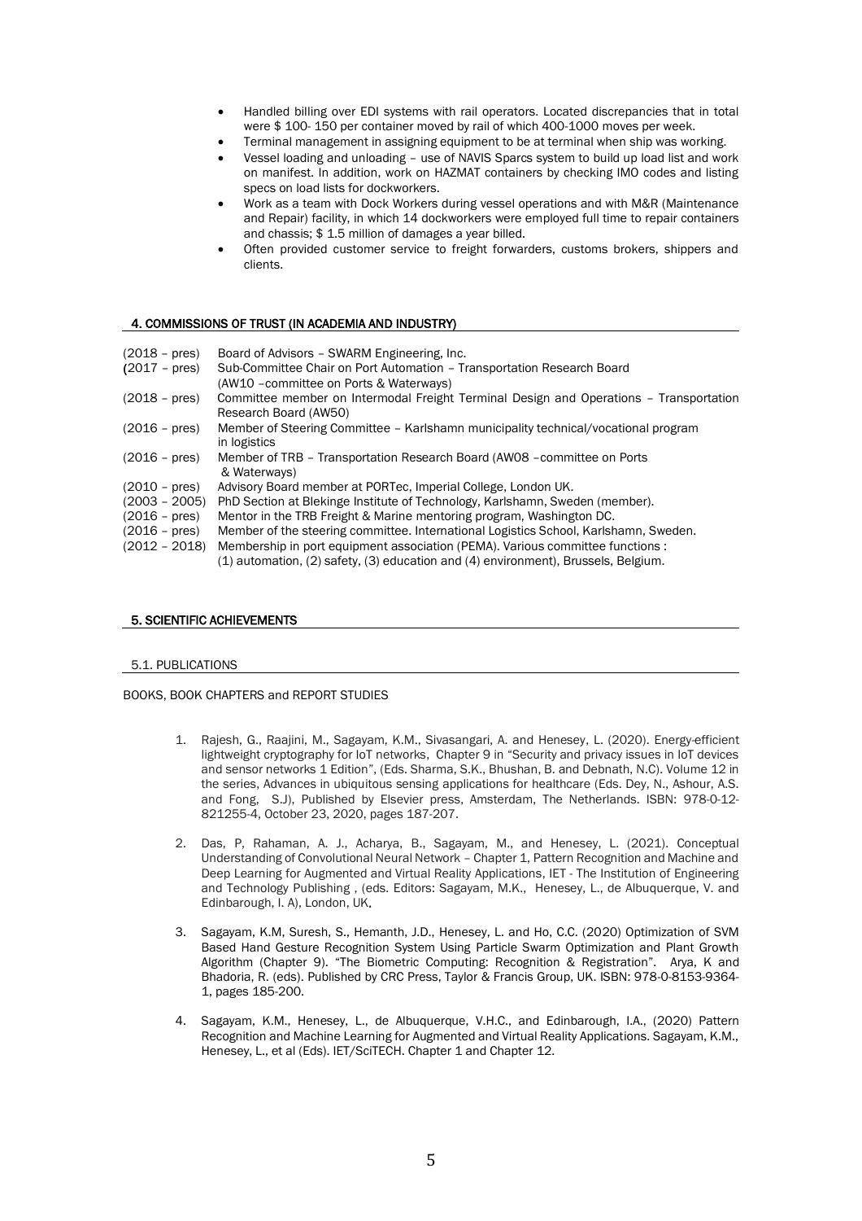- Handled billing over EDI systems with rail operators. Located discrepancies that in total were $ 100- 150 per container moved by rail of which 400-1000 moves per week.
- Terminal management in assigning equipment to be at terminal when ship was working.
- Vessel loading and unloading – use of NAVIS Sparcs system to build up load list and work on manifest. In addition, work on HAZMAT containers by checking IMO codes and listing specs on load lists for dockworkers.
- Work as a team with Dock Workers during vessel operations and with M&R (Maintenance and Repair) facility, in which 14 dockworkers were employed full time to repair containers and chassis; $ 1.5 million of damages a year billed.
- Often provided customer service to freight forwarders, customs brokers, shippers and clients.

## 4. COMMISSIONS OF TRUST (IN ACADEMIA AND INDUSTRY)

| | |
|---|---|
| (2018 – pres) | Board of Advisors – SWARM Engineering, Inc. |
| (2017 – pres) | Sub-Committee Chair on Port Automation – Transportation Research Board (AW10 –committee on Ports & Waterways) |
| (2018 – pres) | Committee member on Intermodal Freight Terminal Design and Operations – Transportation Research Board (AW50) |
| (2016 – pres) | Member of Steering Committee – Karlshamn municipality technical/vocational program in logistics |
| (2016 – pres) | Member of TRB – Transportation Research Board (AW08 –committee on Ports & Waterways) |
| (2010 – pres) | Advisory Board member at PORTec, Imperial College, London UK. |
| (2003 – 2005) | PhD Section at Blekinge Institute of Technology, Karlshamn, Sweden (member). |
| (2016 – pres) | Mentor in the TRB Freight & Marine mentoring program, Washington DC. |
| (2016 – pres) | Member of the steering committee. International Logistics School, Karlshamn, Sweden. |
| (2012 – 2018) | Membership in port equipment association (PEMA). Various committee functions : (1) automation, (2) safety, (3) education and (4) environment), Brussels, Belgium. |

## 5. SCIENTIFIC ACHIEVEMENTS

### 5.1. PUBLICATIONS

BOOKS, BOOK CHAPTERS and REPORT STUDIES

1. Rajesh, G., Raajini, M., Sagayam, K.M., Sivasangari, A. and Henesey, L. (2020). Energy-efficient lightweight cryptography for IoT networks, Chapter 9 in "Security and privacy issues in IoT devices and sensor networks 1 Edition", (Eds. Sharma, S.K., Bhushan, B. and Debnath, N.C). Volume 12 in the series, Advances in ubiquitous sensing applications for healthcare (Eds. Dey, N., Ashour, A.S. and Fong, S.J), Published by Elsevier press, Amsterdam, The Netherlands. ISBN: 978-0-12-821255-4, October 23, 2020, pages 187-207.

2. Das, P, Rahaman, A. J., Acharya, B., Sagayam, M., and Henesey, L. (2021). Conceptual Understanding of Convolutional Neural Network – Chapter 1, Pattern Recognition and Machine and Deep Learning for Augmented and Virtual Reality Applications, IET - The Institution of Engineering and Technology Publishing , (eds. Editors: Sagayam, M.K., Henesey, L., de Albuquerque, V. and Edinbarough, I. A), London, UK.

3. Sagayam, K.M, Suresh, S., Hemanth, J.D., Henesey, L. and Ho, C.C. (2020) Optimization of SVM Based Hand Gesture Recognition System Using Particle Swarm Optimization and Plant Growth Algorithm (Chapter 9). "The Biometric Computing: Recognition & Registration". Arya, K and Bhadoria, R. (eds). Published by CRC Press, Taylor & Francis Group, UK. ISBN: 978-0-8153-9364-1, pages 185-200.

4. Sagayam, K.M., Henesey, L., de Albuquerque, V.H.C., and Edinbarough, I.A., (2020) Pattern Recognition and Machine Learning for Augmented and Virtual Reality Applications. Sagayam, K.M., Henesey, L., et al (Eds). IET/SciTECH. Chapter 1 and Chapter 12.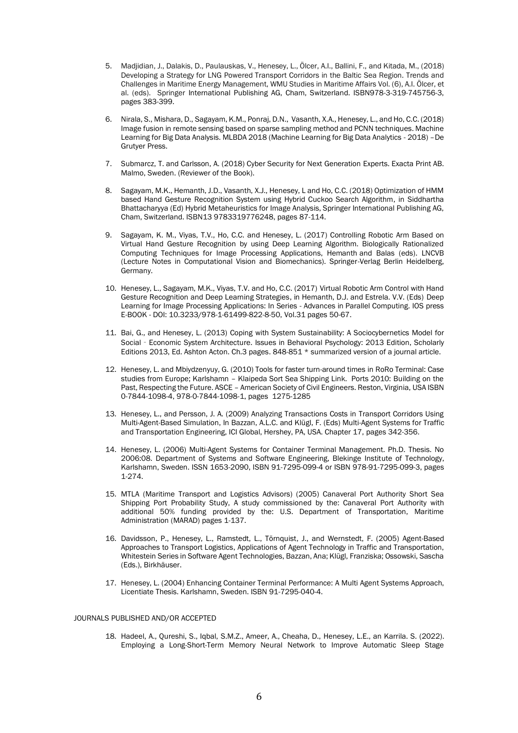5. Madjidian, J., Dalakis, D., Paulauskas, V., Henesey, L., Ölcer, A.I., Ballini, F., and Kitada, M., (2018) Developing a Strategy for LNG Powered Transport Corridors in the Baltic Sea Region. Trends and Challenges in Maritime Energy Management, WMU Studies in Maritime Affairs Vol. (6), A.I. Ölcer, et al. (eds). Springer International Publishing AG, Cham, Switzerland. ISBN978-3-319-745756-3, pages 383-399.

6. Nirala, S., Mishara, D., Sagayam, K.M., Ponraj, D.N., Vasanth, X.A., Henesey, L., and Ho, C.C. (2018) Image fusion in remote sensing based on sparse sampling method and PCNN techniques. Machine Learning for Big Data Analysis. MLBDA 2018 (Machine Learning for Big Data Analytics - 2018) –De Grutyer Press.

7. Submarcz, T. and Carlsson, A. (2018) Cyber Security for Next Generation Experts. Exacta Print AB. Malmo, Sweden. (Reviewer of the Book).

8. Sagayam, M.K., Hemanth, J.D., Vasanth, X.J., Henesey, L and Ho, C.C. (2018) Optimization of HMM based Hand Gesture Recognition System using Hybrid Cuckoo Search Algorithm, in Siddhartha Bhattacharyya (Ed) Hybrid Metaheuristics for Image Analysis, Springer International Publishing AG, Cham, Switzerland. ISBN13 9783319776248, pages 87-114.

9. Sagayam, K. M., Viyas, T.V., Ho, C.C. and Henesey, L. (2017) Controlling Robotic Arm Based on Virtual Hand Gesture Recognition by using Deep Learning Algorithm. Biologically Rationalized Computing Techniques for Image Processing Applications, Hemanth and Balas (eds). LNCVB (Lecture Notes in Computational Vision and Biomechanics). Springer-Verlag Berlin Heidelberg, Germany.

10. Henesey, L., Sagayam, M.K., Viyas, T.V. and Ho, C.C. (2017) Virtual Robotic Arm Control with Hand Gesture Recognition and Deep Learning Strategies, in Hemanth, D.J. and Estrela. V.V. (Eds) Deep Learning for Image Processing Applications: In Series - Advances in Parallel Computing. IOS press E-BOOK - DOI: 10.3233/978-1-61499-822-8-50, Vol.31 pages 50-67.

11. Bai, G., and Henesey, L. (2013) Coping with System Sustainability: A Sociocybernetics Model for Social – Economic System Architecture. Issues in Behavioral Psychology: 2013 Edition, Scholarly Editions 2013, Ed. Ashton Acton. Ch.3 pages. 848-851 * summarized version of a journal article.

12. Henesey, L. and Mbiydzenyuy, G. (2010) Tools for faster turn-around times in RoRo Terminal: Case studies from Europe; Karlshamn – Klaipeda Sort Sea Shipping Link. Ports 2010: Building on the Past, Respecting the Future. ASCE – American Society of Civil Engineers. Reston, Virginia, USA ISBN 0-7844-1098-4, 978-0-7844-1098-1, pages 1275-1285

13. Henesey, L., and Persson, J. A. (2009) Analyzing Transactions Costs in Transport Corridors Using Multi-Agent-Based Simulation, In Bazzan, A.L.C. and Klügl, F. (Eds) Multi-Agent Systems for Traffic and Transportation Engineering, ICI Global, Hershey, PA, USA. Chapter 17, pages 342-356.

14. Henesey, L. (2006) Multi-Agent Systems for Container Terminal Management. Ph.D. Thesis. No 2006:08. Department of Systems and Software Engineering, Blekinge Institute of Technology, Karlshamn, Sweden. ISSN 1653-2090, ISBN 91-7295-099-4 or ISBN 978-91-7295-099-3, pages 1-274.

15. MTLA (Maritime Transport and Logistics Advisors) (2005) Canaveral Port Authority Short Sea Shipping Port Probability Study, A study commissioned by the: Canaveral Port Authority with additional 50% funding provided by the: U.S. Department of Transportation, Maritime Administration (MARAD) pages 1-137.

16. Davidsson, P., Henesey, L., Ramstedt, L., Törnquist, J., and Wernstedt, F. (2005) Agent-Based Approaches to Transport Logistics, Applications of Agent Technology in Traffic and Transportation, Whitestein Series in Software Agent Technologies, Bazzan, Ana; Klügl, Franziska; Ossowski, Sascha (Eds.), Birkhäuser.

17. Henesey, L. (2004) Enhancing Container Terminal Performance: A Multi Agent Systems Approach, Licentiate Thesis. Karlshamn, Sweden. ISBN 91-7295-040-4.

JOURNALS PUBLISHED AND/OR ACCEPTED

18. Hadeel, A., Qureshi, S., Iqbal, S.M.Z., Ameer, A., Cheaha, D., Henesey, L.E., an Karrila. S. (2022). Employing a Long-Short-Term Memory Neural Network to Improve Automatic Sleep Stage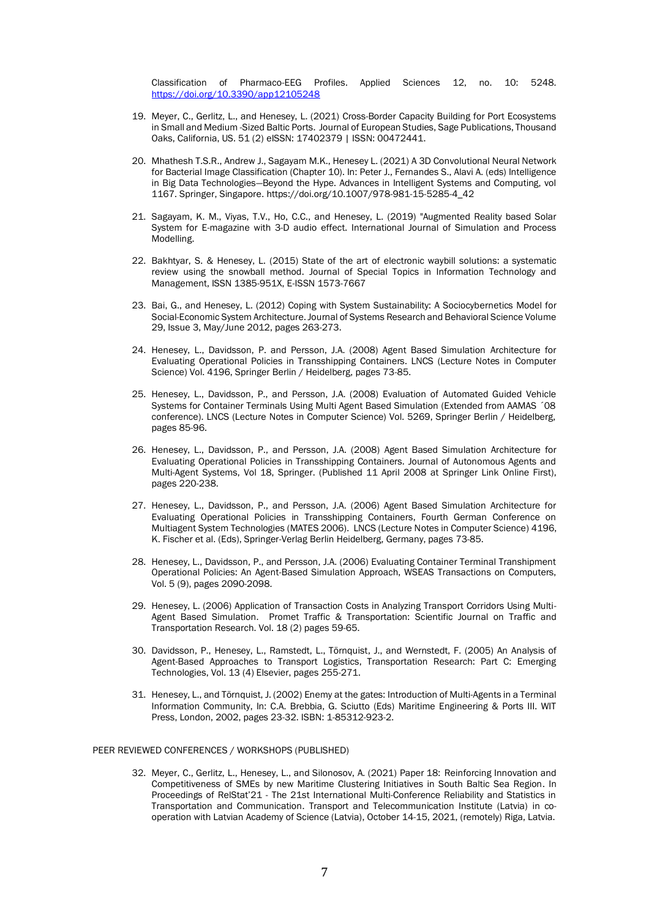Classification of Pharmaco-EEG Profiles. Applied Sciences 12, no. 10: 5248. https://doi.org/10.3390/app12105248

19. Meyer, C., Gerlitz, L., and Henesey, L. (2021) Cross-Border Capacity Building for Port Ecosystems in Small and Medium -Sized Baltic Ports. Journal of European Studies, Sage Publications, Thousand Oaks, California, US. 51 (2) eISSN: 17402379 | ISSN: 00472441.

20. Mhathesh T.S.R., Andrew J., Sagayam M.K., Henesey L. (2021) A 3D Convolutional Neural Network for Bacterial Image Classification (Chapter 10). In: Peter J., Fernandes S., Alavi A. (eds) Intelligence in Big Data Technologies—Beyond the Hype. Advances in Intelligent Systems and Computing, vol 1167. Springer, Singapore. https://doi.org/10.1007/978-981-15-5285-4_42

21. Sagayam, K. M., Viyas, T.V., Ho, C.C., and Henesey, L. (2019) "Augmented Reality based Solar System for E-magazine with 3-D audio effect. International Journal of Simulation and Process Modelling.

22. Bakhtyar, S. & Henesey, L. (2015) State of the art of electronic waybill solutions: a systematic review using the snowball method. Journal of Special Topics in Information Technology and Management, ISSN 1385-951X, E-ISSN 1573-7667

23. Bai, G., and Henesey, L. (2012) Coping with System Sustainability: A Sociocybernetics Model for Social-Economic System Architecture. Journal of Systems Research and Behavioral Science Volume 29, Issue 3, May/June 2012, pages 263-273.

24. Henesey, L., Davidsson, P. and Persson, J.A. (2008) Agent Based Simulation Architecture for Evaluating Operational Policies in Transshipping Containers. LNCS (Lecture Notes in Computer Science) Vol. 4196, Springer Berlin / Heidelberg, pages 73-85.

25. Henesey, L., Davidsson, P., and Persson, J.A. (2008) Evaluation of Automated Guided Vehicle Systems for Container Terminals Using Multi Agent Based Simulation (Extended from AAMAS ´08 conference). LNCS (Lecture Notes in Computer Science) Vol. 5269, Springer Berlin / Heidelberg, pages 85-96.

26. Henesey, L., Davidsson, P., and Persson, J.A. (2008) Agent Based Simulation Architecture for Evaluating Operational Policies in Transshipping Containers. Journal of Autonomous Agents and Multi-Agent Systems, Vol 18, Springer. (Published 11 April 2008 at Springer Link Online First), pages 220-238.

27. Henesey, L., Davidsson, P., and Persson, J.A. (2006) Agent Based Simulation Architecture for Evaluating Operational Policies in Transshipping Containers, Fourth German Conference on Multiagent System Technologies (MATES 2006). LNCS (Lecture Notes in Computer Science) 4196, K. Fischer et al. (Eds), Springer-Verlag Berlin Heidelberg, Germany, pages 73-85.

28. Henesey, L., Davidsson, P., and Persson, J.A. (2006) Evaluating Container Terminal Transhipment Operational Policies: An Agent-Based Simulation Approach, WSEAS Transactions on Computers, Vol. 5 (9), pages 2090-2098.

29. Henesey, L. (2006) Application of Transaction Costs in Analyzing Transport Corridors Using Multi-Agent Based Simulation. Promet Traffic & Transportation: Scientific Journal on Traffic and Transportation Research. Vol. 18 (2) pages 59-65.

30. Davidsson, P., Henesey, L., Ramstedt, L., Törnquist, J., and Wernstedt, F. (2005) An Analysis of Agent-Based Approaches to Transport Logistics, Transportation Research: Part C: Emerging Technologies, Vol. 13 (4) Elsevier, pages 255-271.

31. Henesey, L., and Törnquist, J. (2002) Enemy at the gates: Introduction of Multi-Agents in a Terminal Information Community, In: C.A. Brebbia, G. Sciutto (Eds) Maritime Engineering & Ports III. WIT Press, London, 2002, pages 23-32. ISBN: 1-85312-923-2.

PEER REVIEWED CONFERENCES / WORKSHOPS (PUBLISHED)

32. Meyer, C., Gerlitz, L., Henesey, L., and Silonosov, A. (2021) Paper 18: Reinforcing Innovation and Competitiveness of SMEs by new Maritime Clustering Initiatives in South Baltic Sea Region. In Proceedings of RelStat'21 - The 21st International Multi-Conference Reliability and Statistics in Transportation and Communication. Transport and Telecommunication Institute (Latvia) in co-operation with Latvian Academy of Science (Latvia), October 14-15, 2021, (remotely) Riga, Latvia.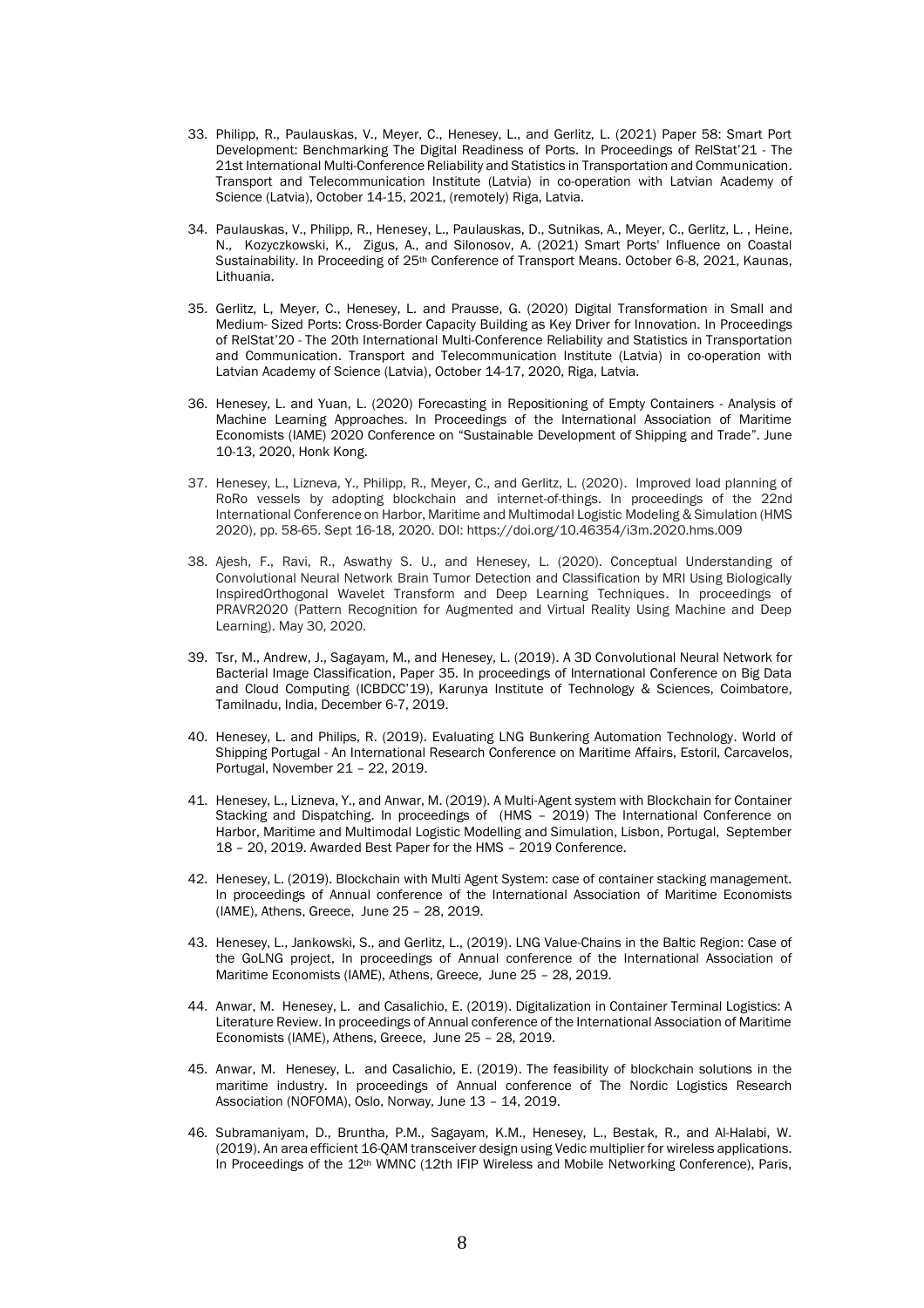33. Philipp, R., Paulauskas, V., Meyer, C., Henesey, L., and Gerlitz, L. (2021) Paper 58: Smart Port Development: Benchmarking The Digital Readiness of Ports. In Proceedings of RelStat'21 - The 21st International Multi-Conference Reliability and Statistics in Transportation and Communication. Transport and Telecommunication Institute (Latvia) in co-operation with Latvian Academy of Science (Latvia), October 14-15, 2021, (remotely) Riga, Latvia.

34. Paulauskas, V., Philipp, R., Henesey, L., Paulauskas, D., Sutnikas, A., Meyer, C., Gerlitz, L. , Heine, N., Kozyczkowski, K., Zigus, A., and Silonosov, A. (2021) Smart Ports' Influence on Coastal Sustainability. In Proceeding of 25th Conference of Transport Means. October 6-8, 2021, Kaunas, Lithuania.

35. Gerlitz, L, Meyer, C., Henesey, L. and Prausse, G. (2020) Digital Transformation in Small and Medium- Sized Ports: Cross-Border Capacity Building as Key Driver for Innovation. In Proceedings of RelStat'20 - The 20th International Multi-Conference Reliability and Statistics in Transportation and Communication. Transport and Telecommunication Institute (Latvia) in co-operation with Latvian Academy of Science (Latvia), October 14-17, 2020, Riga, Latvia.

36. Henesey, L. and Yuan, L. (2020) Forecasting in Repositioning of Empty Containers - Analysis of Machine Learning Approaches. In Proceedings of the International Association of Maritime Economists (IAME) 2020 Conference on "Sustainable Development of Shipping and Trade". June 10-13, 2020, Honk Kong.

37. Henesey, L., Lizneva, Y., Philipp, R., Meyer, C., and Gerlitz, L. (2020). Improved load planning of RoRo vessels by adopting blockchain and internet-of-things. In proceedings of the 22nd International Conference on Harbor, Maritime and Multimodal Logistic Modeling & Simulation (HMS 2020), pp. 58-65. Sept 16-18, 2020. DOI: https://doi.org/10.46354/i3m.2020.hms.009

38. Ajesh, F., Ravi, R., Aswathy S. U., and Henesey, L. (2020). Conceptual Understanding of Convolutional Neural Network Brain Tumor Detection and Classification by MRI Using Biologically InspiredOrthogonal Wavelet Transform and Deep Learning Techniques. In proceedings of PRAVR2020 (Pattern Recognition for Augmented and Virtual Reality Using Machine and Deep Learning). May 30, 2020.

39. Tsr, M., Andrew, J., Sagayam, M., and Henesey, L. (2019). A 3D Convolutional Neural Network for Bacterial Image Classification, Paper 35. In proceedings of International Conference on Big Data and Cloud Computing (ICBDCC'19), Karunya Institute of Technology & Sciences, Coimbatore, Tamilnadu, India, December 6-7, 2019.

40. Henesey, L. and Philips, R. (2019). Evaluating LNG Bunkering Automation Technology. World of Shipping Portugal - An International Research Conference on Maritime Affairs, Estoril, Carcavelos, Portugal, November 21 – 22, 2019.

41. Henesey, L., Lizneva, Y., and Anwar, M. (2019). A Multi-Agent system with Blockchain for Container Stacking and Dispatching. In proceedings of (HMS – 2019) The International Conference on Harbor, Maritime and Multimodal Logistic Modelling and Simulation, Lisbon, Portugal, September 18 – 20, 2019. Awarded Best Paper for the HMS – 2019 Conference.

42. Henesey, L. (2019). Blockchain with Multi Agent System: case of container stacking management. In proceedings of Annual conference of the International Association of Maritime Economists (IAME), Athens, Greece, June 25 – 28, 2019.

43. Henesey, L., Jankowski, S., and Gerlitz, L., (2019). LNG Value-Chains in the Baltic Region: Case of the GoLNG project, In proceedings of Annual conference of the International Association of Maritime Economists (IAME), Athens, Greece, June 25 – 28, 2019.

44. Anwar, M. Henesey, L. and Casalichio, E. (2019). Digitalization in Container Terminal Logistics: A Literature Review. In proceedings of Annual conference of the International Association of Maritime Economists (IAME), Athens, Greece, June 25 – 28, 2019.

45. Anwar, M. Henesey, L. and Casalichio, E. (2019). The feasibility of blockchain solutions in the maritime industry. In proceedings of Annual conference of The Nordic Logistics Research Association (NOFOMA), Oslo, Norway, June 13 – 14, 2019.

46. Subramaniyam, D., Bruntha, P.M., Sagayam, K.M., Henesey, L., Bestak, R., and Al-Halabi, W. (2019). An area efficient 16-QAM transceiver design using Vedic multiplier for wireless applications. In Proceedings of the 12th WMNC (12th IFIP Wireless and Mobile Networking Conference), Paris,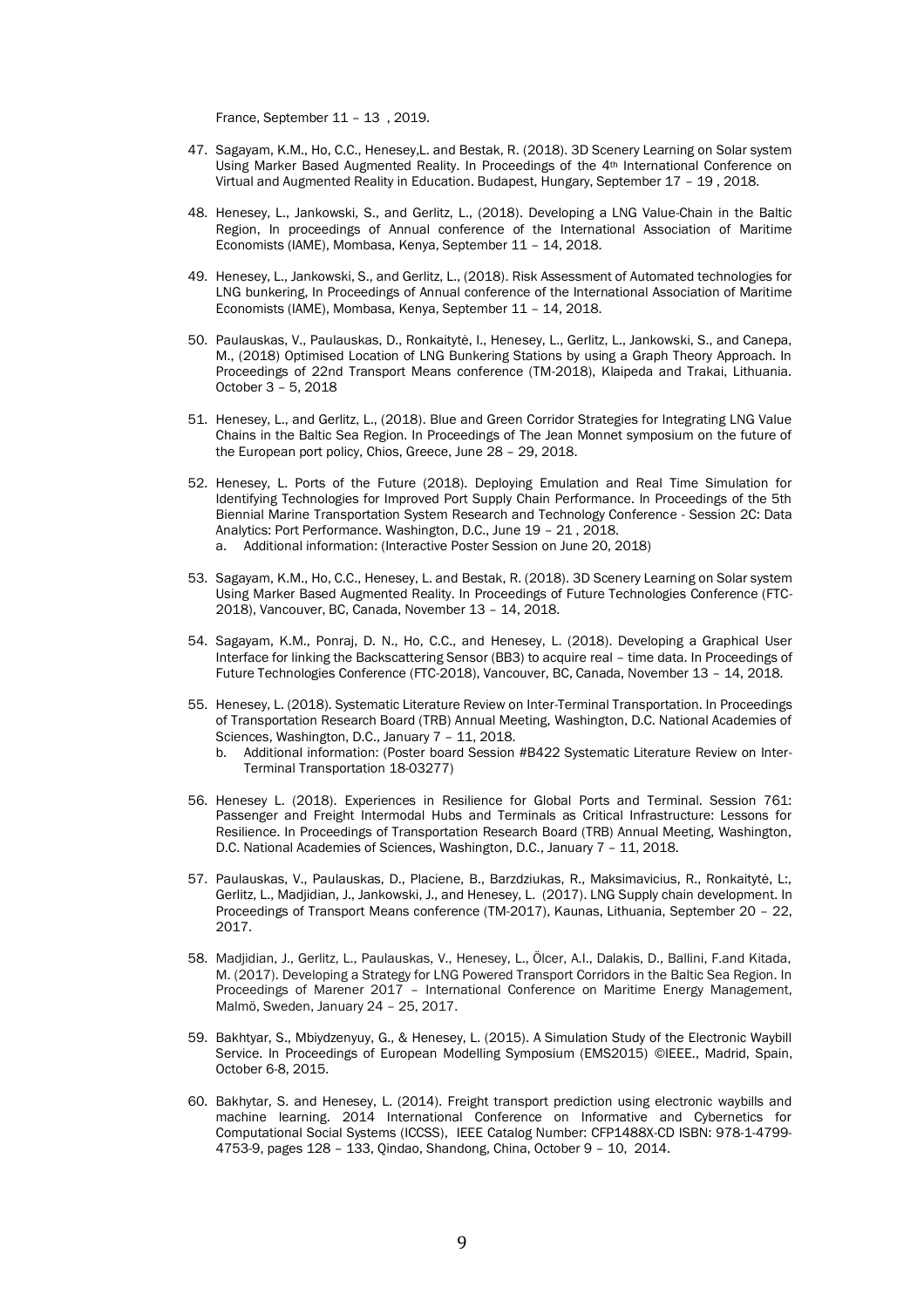France, September 11 – 13 , 2019.

47. Sagayam, K.M., Ho, C.C., Henesey,L. and Bestak, R. (2018). 3D Scenery Learning on Solar system Using Marker Based Augmented Reality. In Proceedings of the 4th International Conference on Virtual and Augmented Reality in Education. Budapest, Hungary, September 17 – 19 , 2018.

48. Henesey, L., Jankowski, S., and Gerlitz, L., (2018). Developing a LNG Value-Chain in the Baltic Region, In proceedings of Annual conference of the International Association of Maritime Economists (IAME), Mombasa, Kenya, September 11 – 14, 2018.

49. Henesey, L., Jankowski, S., and Gerlitz, L., (2018). Risk Assessment of Automated technologies for LNG bunkering, In Proceedings of Annual conference of the International Association of Maritime Economists (IAME), Mombasa, Kenya, September 11 – 14, 2018.

50. Paulauskas, V., Paulauskas, D., Ronkaitytė, I., Henesey, L., Gerlitz, L., Jankowski, S., and Canepa, M., (2018) Optimised Location of LNG Bunkering Stations by using a Graph Theory Approach. In Proceedings of 22nd Transport Means conference (TM-2018), Klaipeda and Trakai, Lithuania. October 3 – 5, 2018

51. Henesey, L., and Gerlitz, L., (2018). Blue and Green Corridor Strategies for Integrating LNG Value Chains in the Baltic Sea Region. In Proceedings of The Jean Monnet symposium on the future of the European port policy, Chios, Greece, June 28 – 29, 2018.

52. Henesey, L. Ports of the Future (2018). Deploying Emulation and Real Time Simulation for Identifying Technologies for Improved Port Supply Chain Performance. In Proceedings of the 5th Biennial Marine Transportation System Research and Technology Conference - Session 2C: Data Analytics: Port Performance. Washington, D.C., June 19 – 21 , 2018.
    a. Additional information: (Interactive Poster Session on June 20, 2018)

53. Sagayam, K.M., Ho, C.C., Henesey, L. and Bestak, R. (2018). 3D Scenery Learning on Solar system Using Marker Based Augmented Reality. In Proceedings of Future Technologies Conference (FTC-2018), Vancouver, BC, Canada, November 13 – 14, 2018.

54. Sagayam, K.M., Ponraj, D. N., Ho, C.C., and Henesey, L. (2018). Developing a Graphical User Interface for linking the Backscattering Sensor (BB3) to acquire real – time data. In Proceedings of Future Technologies Conference (FTC-2018), Vancouver, BC, Canada, November 13 – 14, 2018.

55. Henesey, L. (2018). Systematic Literature Review on Inter-Terminal Transportation. In Proceedings of Transportation Research Board (TRB) Annual Meeting, Washington, D.C. National Academies of Sciences, Washington, D.C., January 7 – 11, 2018.
    b. Additional information: (Poster board Session #B422 Systematic Literature Review on Inter-Terminal Transportation 18-03277)

56. Henesey L. (2018). Experiences in Resilience for Global Ports and Terminal. Session 761: Passenger and Freight Intermodal Hubs and Terminals as Critical Infrastructure: Lessons for Resilience. In Proceedings of Transportation Research Board (TRB) Annual Meeting, Washington, D.C. National Academies of Sciences, Washington, D.C., January 7 – 11, 2018.

57. Paulauskas, V., Paulauskas, D., Placiene, B., Barzdziukas, R., Maksimavicius, R., Ronkaitytė, L:, Gerlitz, L., Madjidian, J., Jankowski, J., and Henesey, L. (2017). LNG Supply chain development. In Proceedings of Transport Means conference (TM-2017), Kaunas, Lithuania, September 20 – 22, 2017.

58. Madjidian, J., Gerlitz, L., Paulauskas, V., Henesey, L., Ölcer, A.I., Dalakis, D., Ballini, F.and Kitada, M. (2017). Developing a Strategy for LNG Powered Transport Corridors in the Baltic Sea Region. In Proceedings of Marener 2017 – International Conference on Maritime Energy Management, Malmö, Sweden, January 24 – 25, 2017.

59. Bakhtyar, S., Mbiydzenyuy, G., & Henesey, L. (2015). A Simulation Study of the Electronic Waybill Service. In Proceedings of European Modelling Symposium (EMS2015) ©IEEE., Madrid, Spain, October 6-8, 2015.

60. Bakhytar, S. and Henesey, L. (2014). Freight transport prediction using electronic waybills and machine learning. 2014 International Conference on Informative and Cybernetics for Computational Social Systems (ICCSS), IEEE Catalog Number: CFP1488X-CD ISBN: 978-1-4799-4753-9, pages 128 – 133, Qindao, Shandong, China, October 9 – 10, 2014.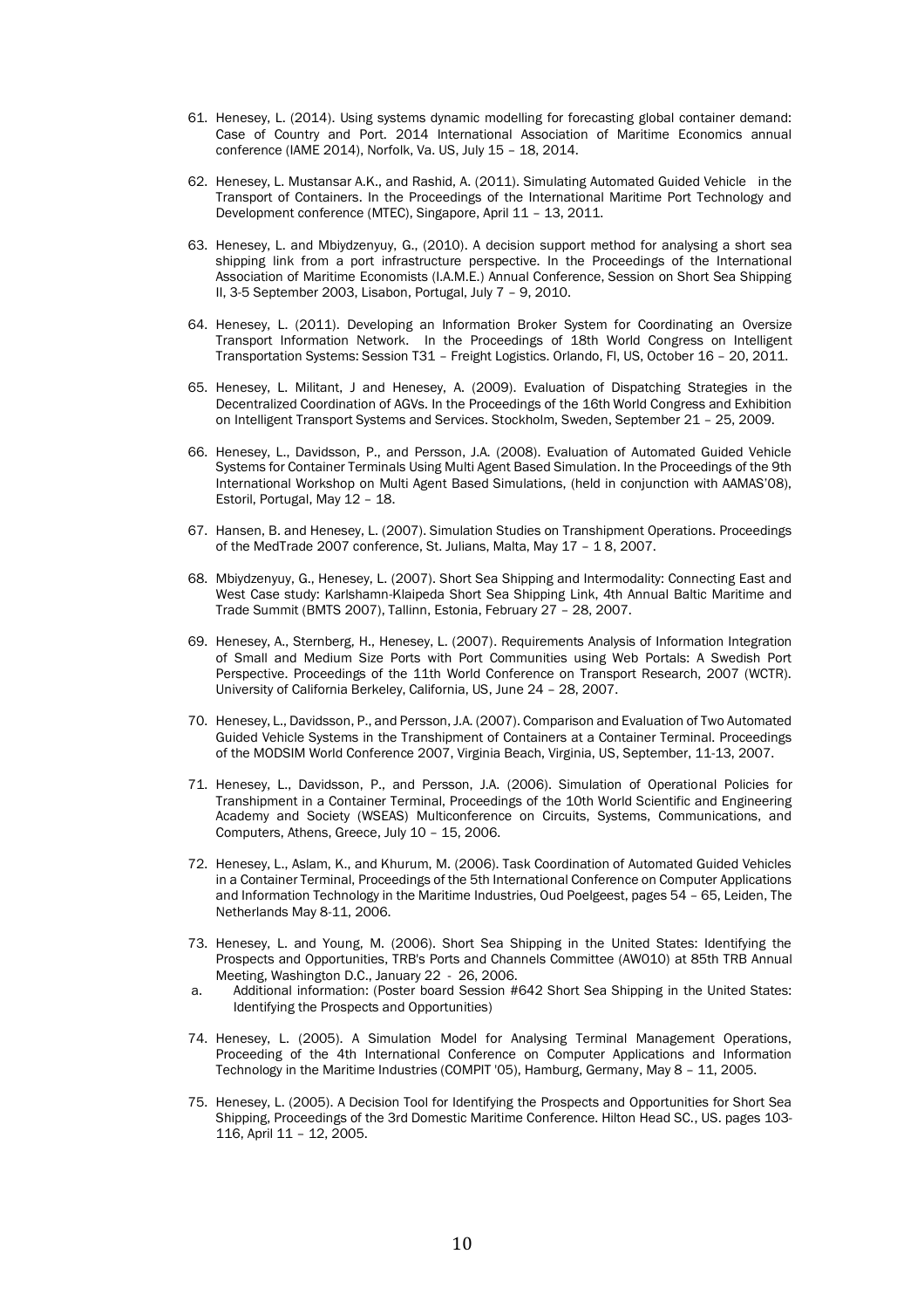61. Henesey, L. (2014). Using systems dynamic modelling for forecasting global container demand: Case of Country and Port. 2014 International Association of Maritime Economics annual conference (IAME 2014), Norfolk, Va. US, July 15 – 18, 2014.

62. Henesey, L. Mustansar A.K., and Rashid, A. (2011). Simulating Automated Guided Vehicle in the Transport of Containers. In the Proceedings of the International Maritime Port Technology and Development conference (MTEC), Singapore, April 11 – 13, 2011.

63. Henesey, L. and Mbiydzenyuy, G., (2010). A decision support method for analysing a short sea shipping link from a port infrastructure perspective. In the Proceedings of the International Association of Maritime Economists (I.A.M.E.) Annual Conference, Session on Short Sea Shipping II, 3-5 September 2003, Lisabon, Portugal, July 7 – 9, 2010.

64. Henesey, L. (2011). Developing an Information Broker System for Coordinating an Oversize Transport Information Network. In the Proceedings of 18th World Congress on Intelligent Transportation Systems: Session T31 – Freight Logistics. Orlando, Fl, US, October 16 – 20, 2011.

65. Henesey, L. Militant, J and Henesey, A. (2009). Evaluation of Dispatching Strategies in the Decentralized Coordination of AGVs. In the Proceedings of the 16th World Congress and Exhibition on Intelligent Transport Systems and Services. Stockholm, Sweden, September 21 – 25, 2009.

66. Henesey, L., Davidsson, P., and Persson, J.A. (2008). Evaluation of Automated Guided Vehicle Systems for Container Terminals Using Multi Agent Based Simulation. In the Proceedings of the 9th International Workshop on Multi Agent Based Simulations, (held in conjunction with AAMAS'08), Estoril, Portugal, May 12 – 18.

67. Hansen, B. and Henesey, L. (2007). Simulation Studies on Transhipment Operations. Proceedings of the MedTrade 2007 conference, St. Julians, Malta, May 17 – 1 8, 2007.

68. Mbiydzenyuy, G., Henesey, L. (2007). Short Sea Shipping and Intermodality: Connecting East and West Case study: Karlshamn-Klaipeda Short Sea Shipping Link, 4th Annual Baltic Maritime and Trade Summit (BMTS 2007), Tallinn, Estonia, February 27 – 28, 2007.

69. Henesey, A., Sternberg, H., Henesey, L. (2007). Requirements Analysis of Information Integration of Small and Medium Size Ports with Port Communities using Web Portals: A Swedish Port Perspective. Proceedings of the 11th World Conference on Transport Research, 2007 (WCTR). University of California Berkeley, California, US, June 24 – 28, 2007.

70. Henesey, L., Davidsson, P., and Persson, J.A. (2007). Comparison and Evaluation of Two Automated Guided Vehicle Systems in the Transhipment of Containers at a Container Terminal. Proceedings of the MODSIM World Conference 2007, Virginia Beach, Virginia, US, September, 11-13, 2007.

71. Henesey, L., Davidsson, P., and Persson, J.A. (2006). Simulation of Operational Policies for Transhipment in a Container Terminal, Proceedings of the 10th World Scientific and Engineering Academy and Society (WSEAS) Multiconference on Circuits, Systems, Communications, and Computers, Athens, Greece, July 10 – 15, 2006.

72. Henesey, L., Aslam, K., and Khurum, M. (2006). Task Coordination of Automated Guided Vehicles in a Container Terminal, Proceedings of the 5th International Conference on Computer Applications and Information Technology in the Maritime Industries, Oud Poelgeest, pages 54 – 65, Leiden, The Netherlands May 8-11, 2006.

73. Henesey, L. and Young, M. (2006). Short Sea Shipping in the United States: Identifying the Prospects and Opportunities, TRB's Ports and Channels Committee (AW010) at 85th TRB Annual Meeting, Washington D.C., January 22 - 26, 2006.
    a. Additional information: (Poster board Session #642 Short Sea Shipping in the United States: Identifying the Prospects and Opportunities)

74. Henesey, L. (2005). A Simulation Model for Analysing Terminal Management Operations, Proceeding of the 4th International Conference on Computer Applications and Information Technology in the Maritime Industries (COMPIT '05), Hamburg, Germany, May 8 – 11, 2005.

75. Henesey, L. (2005). A Decision Tool for Identifying the Prospects and Opportunities for Short Sea Shipping, Proceedings of the 3rd Domestic Maritime Conference. Hilton Head SC., US. pages 103-116, April 11 – 12, 2005.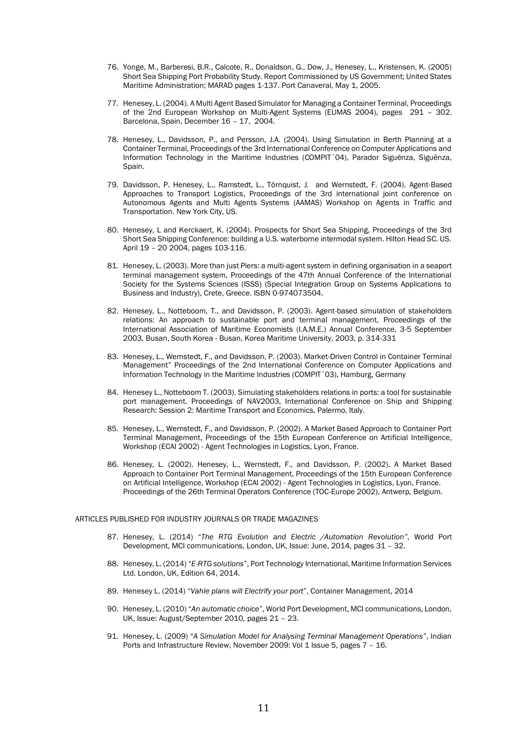76. Yonge, M., Barberesi, B.R., Calcote, R., Donaldson, G., Dow, J., Henesey, L., Kristensen, K. (2005) Short Sea Shipping Port Probability Study. Report Commissioned by US Government; United States Maritime Administration; MARAD pages 1-137. Port Canaveral, May 1, 2005.

77. Henesey, L. (2004). A Multi Agent Based Simulator for Managing a Container Terminal, Proceedings of the 2nd European Workshop on Multi-Agent Systems (EUMAS 2004), pages 291 – 302. Barcelona, Spain, December 16 – 17, 2004.

78. Henesey, L., Davidsson, P., and Persson, J.A. (2004). Using Simulation in Berth Planning at a Container Terminal, Proceedings of the 3rd International Conference on Computer Applications and Information Technology in the Maritime Industries (COMPIT´04), Parador Siguënza, Siguënza, Spain.

79. Davidsson, P. Henesey, L., Ramstedt, L., Törnquist, J. and Wernstedt, F. (2004). Agent-Based Approaches to Transport Logistics, Proceedings of the 3rd international joint conference on Autonomous Agents and Multi Agents Systems (AAMAS) Workshop on Agents in Traffic and Transportation. New York City, US.

80. Henesey, L and Kerckaert, K. (2004). Prospects for Short Sea Shipping, Proceedings of the 3rd Short Sea Shipping Conference: building a U.S. waterborne intermodal system. Hilton Head SC. US. April 19 – 20 2004, pages 103-116.

81. Henesey, L. (2003). More than just Piers: a multi-agent system in defining organisation in a seaport terminal management system, Proceedings of the 47th Annual Conference of the International Society for the Systems Sciences (ISSS) (Special Integration Group on Systems Applications to Business and Industry), Crete, Greece. ISBN 0-974073504.

82. Henesey, L., Notteboom, T., and Davidsson, P. (2003). Agent-based simulation of stakeholders relations: An approach to sustainable port and terminal management, Proceedings of the International Association of Maritime Economists (I.A.M.E.) Annual Conference, 3-5 September 2003, Busan, South Korea - Busan, Korea Maritime University, 2003, p. 314-331

83. Henesey, L., Wernstedt, F., and Davidsson, P. (2003). Market-Driven Control in Container Terminal Management" Proceedings of the 2nd International Conference on Computer Applications and Information Technology in the Maritime Industries (COMPIT´03), Hamburg, Germany

84. Henesey L., Notteboom T. (2003). Simulating stakeholders relations in ports: a tool for sustainable port management. Proceedings of NAV2003, International Conference on Ship and Shipping Research: Session 2: Maritime Transport and Economics, Palermo, Italy.

85. Henesey, L., Wernstedt, F., and Davidsson, P. (2002). A Market Based Approach to Container Port Terminal Management, Proceedings of the 15th European Conference on Artificial Intelligence, Workshop (ECAI 2002) - Agent Technologies in Logistics, Lyon, France.

86. Henesey, L. (2002). Henesey, L., Wernstedt, F., and Davidsson, P. (2002). A Market Based Approach to Container Port Terminal Management, Proceedings of the 15th European Conference on Artificial Intelligence, Workshop (ECAI 2002) - Agent Technologies in Logistics, Lyon, France. Proceedings of the 26th Terminal Operators Conference (TOC-Europe 2002), Antwerp, Belgium.

ARTICLES PUBLISHED FOR INDUSTRY JOURNALS OR TRADE MAGAZINES

87. Henesey, L. (2014) "*The RTG Evolution and Electric /Automation Revolution*", World Port Development, MCI communications, London, UK, Issue: June, 2014, pages 31 – 32.

88. Henesey, L. (2014) "*E-RTG solutions*", Port Technology International, Maritime Information Services Ltd. London, UK, Edition 64, 2014.

89. Henesey L. (2014) "*Vahle plans will Electrify your port*", Container Management, 2014

90. Henesey, L. (2010) "*An automatic choice*", World Port Development, MCI communications, London, UK, Issue: August/September 2010, pages 21 – 23.

91. Henesey, L. (2009) "*A Simulation Model for Analysing Terminal Management Operations*", Indian Ports and Infrastructure Review, November 2009: Vol 1 Issue 5, pages 7 – 16.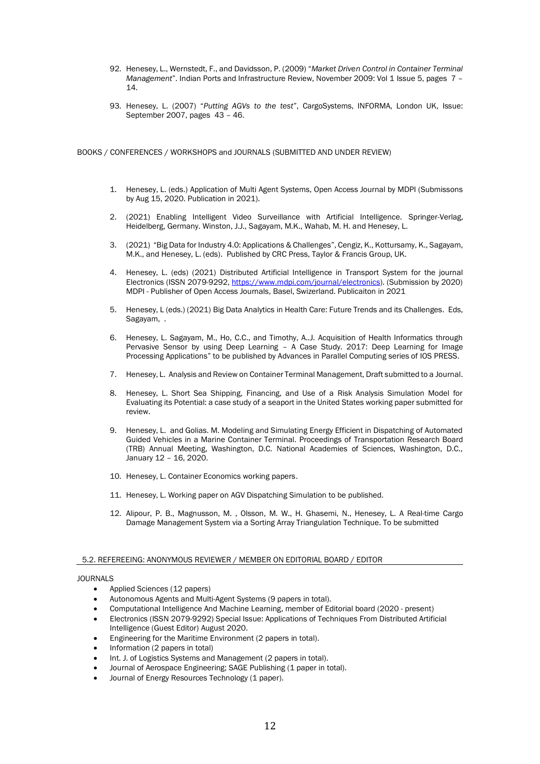92. Henesey, L., Wernstedt, F., and Davidsson, P. (2009) "*Market Driven Control in Container Terminal Management*". Indian Ports and Infrastructure Review, November 2009: Vol 1 Issue 5, pages 7 – 14.

93. Henesey, L. (2007) "*Putting AGVs to the test*", CargoSystems, INFORMA, London UK, Issue: September 2007, pages 43 – 46.

BOOKS / CONFERENCES / WORKSHOPS and JOURNALS (SUBMITTED AND UNDER REVIEW)

1. Henesey, L. (eds.) Application of Multi Agent Systems, Open Access Journal by MDPI (Submissons by Aug 15, 2020. Publication in 2021).

2. (2021) Enabling Intelligent Video Surveillance with Artificial Intelligence. Springer-Verlag, Heidelberg, Germany. Winston, J.J., Sagayam, M.K., Wahab, M. H. and Henesey, L.

3. (2021) "Big Data for Industry 4.0: Applications & Challenges", Cengiz, K., Kottursamy, K., Sagayam, M.K., and Henesey, L. (eds). Published by CRC Press, Taylor & Francis Group, UK.

4. Henesey, L. (eds) (2021) Distributed Artificial Intelligence in Transport System for the journal Electronics (ISSN 2079-9292, https://www.mdpi.com/journal/electronics). (Submission by 2020) MDPI - Publisher of Open Access Journals, Basel, Swizerland. Publicaiton in 2021

5. Henesey, L (eds.) (2021) Big Data Analytics in Health Care: Future Trends and its Challenges. Eds, Sagayam, .

6. Henesey, L. Sagayam, M., Ho, C.C., and Timothy, A..J. Acquisition of Health Informatics through Pervasive Sensor by using Deep Learning – A Case Study. 2017: Deep Learning for Image Processing Applications" to be published by Advances in Parallel Computing series of IOS PRESS.

7. Henesey, L. Analysis and Review on Container Terminal Management, Draft submitted to a Journal.

8. Henesey, L. Short Sea Shipping, Financing, and Use of a Risk Analysis Simulation Model for Evaluating its Potential: a case study of a seaport in the United States working paper submitted for review.

9. Henesey, L. and Golias. M. Modeling and Simulating Energy Efficient in Dispatching of Automated Guided Vehicles in a Marine Container Terminal. Proceedings of Transportation Research Board (TRB) Annual Meeting, Washington, D.C. National Academies of Sciences, Washington, D.C., January 12 – 16, 2020.

10. Henesey, L. Container Economics working papers.

11. Henesey, L. Working paper on AGV Dispatching Simulation to be published.

12. Alipour, P. B., Magnusson, M. , Olsson, M. W., H. Ghasemi, N., Henesey, L. A Real-time Cargo Damage Management System via a Sorting Array Triangulation Technique. To be submitted

## 5.2. REFEREEING: ANONYMOUS REVIEWER / MEMBER ON EDITORIAL BOARD / EDITOR

JOURNALS

- Applied Sciences (12 papers)
- Autonomous Agents and Multi-Agent Systems (9 papers in total).
- Computational Intelligence And Machine Learning, member of Editorial board (2020 - present)
- Electronics (ISSN 2079-9292) Special Issue: Applications of Techniques From Distributed Artificial Intelligence (Guest Editor) August 2020.
- Engineering for the Maritime Environment (2 papers in total).
- Information (2 papers in total)
- Int. J. of Logistics Systems and Management (2 papers in total).
- Journal of Aerospace Engineering; SAGE Publishing (1 paper in total).
- Journal of Energy Resources Technology (1 paper).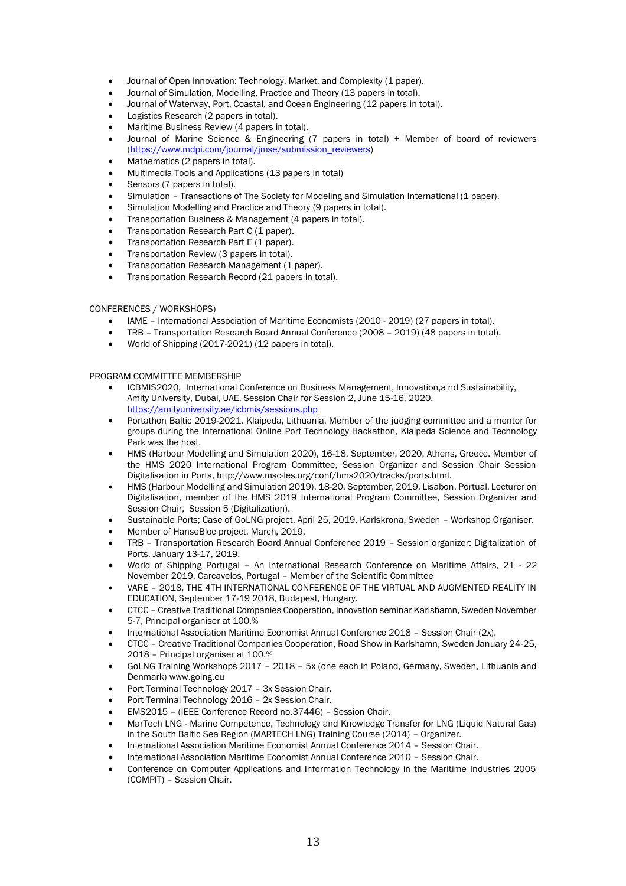- Journal of Open Innovation: Technology, Market, and Complexity (1 paper).
- Journal of Simulation, Modelling, Practice and Theory (13 papers in total).
- Journal of Waterway, Port, Coastal, and Ocean Engineering (12 papers in total).
- Logistics Research (2 papers in total).
- Maritime Business Review (4 papers in total).
- Journal of Marine Science & Engineering (7 papers in total) + Member of board of reviewers (https://www.mdpi.com/journal/jmse/submission_reviewers)
- Mathematics (2 papers in total).
- Multimedia Tools and Applications (13 papers in total)
- Sensors (7 papers in total).
- Simulation – Transactions of The Society for Modeling and Simulation International (1 paper).
- Simulation Modelling and Practice and Theory (9 papers in total).
- Transportation Business & Management (4 papers in total).
- Transportation Research Part C (1 paper).
- Transportation Research Part E (1 paper).
- Transportation Review (3 papers in total).
- Transportation Research Management (1 paper).
- Transportation Research Record (21 papers in total).

CONFERENCES / WORKSHOPS)

- IAME – International Association of Maritime Economists (2010 - 2019) (27 papers in total).
- TRB – Transportation Research Board Annual Conference (2008 – 2019) (48 papers in total).
- World of Shipping (2017-2021) (12 papers in total).

PROGRAM COMMITTEE MEMBERSHIP

- ICBMIS2020, International Conference on Business Management, Innovation,a nd Sustainability, Amity University, Dubai, UAE. Session Chair for Session 2, June 15-16, 2020. https://amityuniversity.ae/icbmis/sessions.php
- Portathon Baltic 2019-2021, Klaipeda, Lithuania. Member of the judging committee and a mentor for groups during the International Online Port Technology Hackathon, Klaipeda Science and Technology Park was the host.
- HMS (Harbour Modelling and Simulation 2020), 16-18, September, 2020, Athens, Greece. Member of the HMS 2020 International Program Committee, Session Organizer and Session Chair Session Digitalisation in Ports, http://www.msc-les.org/conf/hms2020/tracks/ports.html.
- HMS (Harbour Modelling and Simulation 2019), 18-20, September, 2019, Lisabon, Portual. Lecturer on Digitalisation, member of the HMS 2019 International Program Committee, Session Organizer and Session Chair, Session 5 (Digitalization).
- Sustainable Ports; Case of GoLNG project, April 25, 2019, Karlskrona, Sweden – Workshop Organiser.
- Member of HanseBloc project, March, 2019.
- TRB – Transportation Research Board Annual Conference 2019 – Session organizer: Digitalization of Ports. January 13-17, 2019.
- World of Shipping Portugal – An International Research Conference on Maritime Affairs, 21 - 22 November 2019, Carcavelos, Portugal – Member of the Scientific Committee
- VARE – 2018, THE 4TH INTERNATIONAL CONFERENCE OF THE VIRTUAL AND AUGMENTED REALITY IN EDUCATION, September 17-19 2018, Budapest, Hungary.
- CTCC – Creative Traditional Companies Cooperation, Innovation seminar Karlshamn, Sweden November 5-7, Principal organiser at 100.%
- International Association Maritime Economist Annual Conference 2018 – Session Chair (2x).
- CTCC – Creative Traditional Companies Cooperation, Road Show in Karlshamn, Sweden January 24-25, 2018 – Principal organiser at 100.%
- GoLNG Training Workshops 2017 – 2018 – 5x (one each in Poland, Germany, Sweden, Lithuania and Denmark) www.golng.eu
- Port Terminal Technology 2017 – 3x Session Chair.
- Port Terminal Technology 2016 – 2x Session Chair.
- EMS2015 – (IEEE Conference Record no.37446) – Session Chair.
- MarTech LNG - Marine Competence, Technology and Knowledge Transfer for LNG (Liquid Natural Gas) in the South Baltic Sea Region (MARTECH LNG) Training Course (2014) – Organizer.
- International Association Maritime Economist Annual Conference 2014 – Session Chair.
- International Association Maritime Economist Annual Conference 2010 – Session Chair.
- Conference on Computer Applications and Information Technology in the Maritime Industries 2005 (COMPIT) – Session Chair.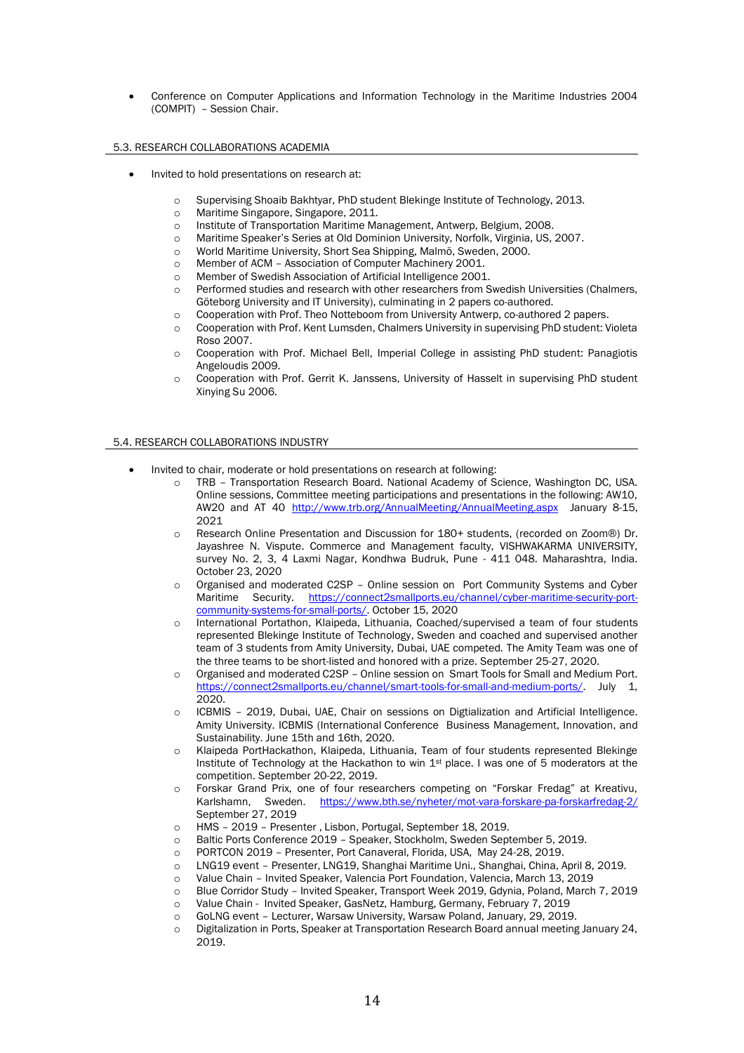- Conference on Computer Applications and Information Technology in the Maritime Industries 2004 (COMPIT) – Session Chair.

### 5.3. RESEARCH COLLABORATIONS ACADEMIA

- Invited to hold presentations on research at:
  - Supervising Shoaib Bakhtyar, PhD student Blekinge Institute of Technology, 2013.
  - Maritime Singapore, Singapore, 2011.
  - Institute of Transportation Maritime Management, Antwerp, Belgium, 2008.
  - Maritime Speaker's Series at Old Dominion University, Norfolk, Virginia, US, 2007.
  - World Maritime University, Short Sea Shipping, Malmö, Sweden, 2000.
  - Member of ACM – Association of Computer Machinery 2001.
  - Member of Swedish Association of Artificial Intelligence 2001.
  - Performed studies and research with other researchers from Swedish Universities (Chalmers, Göteborg University and IT University), culminating in 2 papers co-authored.
  - Cooperation with Prof. Theo Notteboom from University Antwerp, co-authored 2 papers.
  - Cooperation with Prof. Kent Lumsden, Chalmers University in supervising PhD student: Violeta Roso 2007.
  - Cooperation with Prof. Michael Bell, Imperial College in assisting PhD student: Panagiotis Angeloudis 2009.
  - Cooperation with Prof. Gerrit K. Janssens, University of Hasselt in supervising PhD student Xinying Su 2006.

### 5.4. RESEARCH COLLABORATIONS INDUSTRY

- Invited to chair, moderate or hold presentations on research at following:
  - TRB – Transportation Research Board. National Academy of Science, Washington DC, USA. Online sessions, Committee meeting participations and presentations in the following: AW10, AW20 and AT 40 http://www.trb.org/AnnualMeeting/AnnualMeeting.aspx January 8-15, 2021
  - Research Online Presentation and Discussion for 180+ students, (recorded on Zoom®) Dr. Jayashree N. Vispute. Commerce and Management faculty, VISHWAKARMA UNIVERSITY, survey No. 2, 3, 4 Laxmi Nagar, Kondhwa Budruk, Pune - 411 048. Maharashtra, India. October 23, 2020
  - Organised and moderated C2SP – Online session on Port Community Systems and Cyber Maritime Security. https://connect2smallports.eu/channel/cyber-maritime-security-port-community-systems-for-small-ports/. October 15, 2020
  - International Portathon, Klaipeda, Lithuania, Coached/supervised a team of four students represented Blekinge Institute of Technology, Sweden and coached and supervised another team of 3 students from Amity University, Dubai, UAE competed. The Amity Team was one of the three teams to be short-listed and honored with a prize. September 25-27, 2020.
  - Organised and moderated C2SP – Online session on Smart Tools for Small and Medium Port. https://connect2smallports.eu/channel/smart-tools-for-small-and-medium-ports/. July 1, 2020.
  - ICBMIS – 2019, Dubai, UAE, Chair on sessions on Digtialization and Artificial Intelligence. Amity University. ICBMIS (International Conference Business Management, Innovation, and Sustainability. June 15th and 16th, 2020.
  - Klaipeda PortHackathon, Klaipeda, Lithuania, Team of four students represented Blekinge Institute of Technology at the Hackathon to win 1st place. I was one of 5 moderators at the competition. September 20-22, 2019.
  - Forskar Grand Prix, one of four researchers competing on "Forskar Fredag" at Kreativu, Karlshamn, Sweden. https://www.bth.se/nyheter/mot-vara-forskare-pa-forskarfredag-2/ September 27, 2019
  - HMS – 2019 – Presenter , Lisbon, Portugal, September 18, 2019.
  - Baltic Ports Conference 2019 – Speaker, Stockholm, Sweden September 5, 2019.
  - PORTCON 2019 – Presenter, Port Canaveral, Florida, USA, May 24-28, 2019.
  - LNG19 event – Presenter, LNG19, Shanghai Maritime Uni., Shanghai, China, April 8, 2019.
  - Value Chain – Invited Speaker, Valencia Port Foundation, Valencia, March 13, 2019
  - Blue Corridor Study – Invited Speaker, Transport Week 2019, Gdynia, Poland, March 7, 2019
  - Value Chain - Invited Speaker, GasNetz, Hamburg, Germany, February 7, 2019
  - GoLNG event – Lecturer, Warsaw University, Warsaw Poland, January, 29, 2019.
  - Digitalization in Ports, Speaker at Transportation Research Board annual meeting January 24, 2019.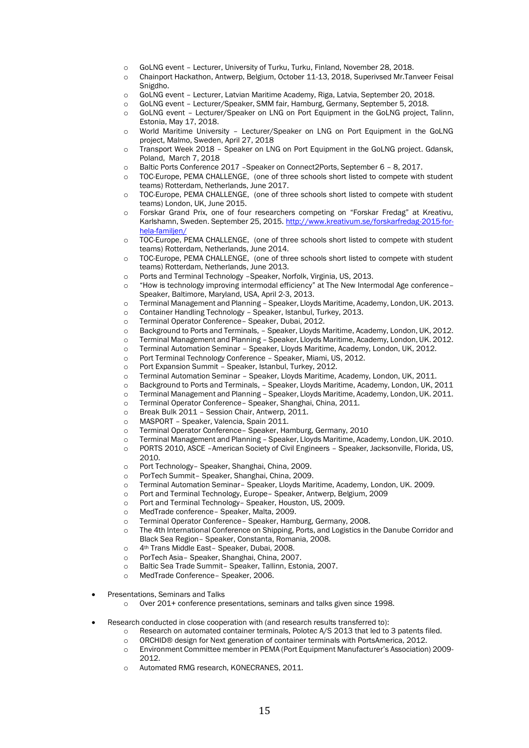- GoLNG event – Lecturer, University of Turku, Turku, Finland, November 28, 2018.
- Chainport Hackathon, Antwerp, Belgium, October 11-13, 2018, Superivsed Mr.Tanveer Feisal Snigdho.
- GoLNG event – Lecturer, Latvian Maritime Academy, Riga, Latvia, September 20, 2018.
- GoLNG event – Lecturer/Speaker, SMM fair, Hamburg, Germany, September 5, 2018.
- GoLNG event – Lecturer/Speaker on LNG on Port Equipment in the GoLNG project, Talinn, Estonia, May 17, 2018.
- World Maritime University – Lecturer/Speaker on LNG on Port Equipment in the GoLNG project, Malmo, Sweden, April 27, 2018
- Transport Week 2018 – Speaker on LNG on Port Equipment in the GoLNG project. Gdansk, Poland, March 7, 2018
- Baltic Ports Conference 2017 –Speaker on Connect2Ports, September 6 – 8, 2017.
- TOC-Europe, PEMA CHALLENGE, (one of three schools short listed to compete with student teams) Rotterdam, Netherlands, June 2017.
- TOC-Europe, PEMA CHALLENGE, (one of three schools short listed to compete with student teams) London, UK, June 2015.
- Forskar Grand Prix, one of four researchers competing on "Forskar Fredag" at Kreativu, Karlshamn, Sweden. September 25, 2015. [http://www.kreativum.se/forskarfredag-2015-for-hela-familjen/](http://www.kreativum.se/forskarfredag-2015-for-hela-familjen/)
- TOC-Europe, PEMA CHALLENGE, (one of three schools short listed to compete with student teams) Rotterdam, Netherlands, June 2014.
- TOC-Europe, PEMA CHALLENGE, (one of three schools short listed to compete with student teams) Rotterdam, Netherlands, June 2013.
- Ports and Terminal Technology –Speaker, Norfolk, Virginia, US, 2013.
- "How is technology improving intermodal efficiency" at The New Intermodal Age conference– Speaker, Baltimore, Maryland, USA, April 2-3, 2013.
- Terminal Management and Planning – Speaker, Lloyds Maritime, Academy, London, UK. 2013.
- Container Handling Technology – Speaker, Istanbul, Turkey, 2013.
- Terminal Operator Conference– Speaker, Dubai, 2012.
- Background to Ports and Terminals, – Speaker, Lloyds Maritime, Academy, London, UK, 2012.
- Terminal Management and Planning – Speaker, Lloyds Maritime, Academy, London, UK. 2012.
- Terminal Automation Seminar – Speaker, Lloyds Maritime, Academy, London, UK, 2012.
- Port Terminal Technology Conference – Speaker, Miami, US, 2012.
- Port Expansion Summit – Speaker, Istanbul, Turkey, 2012.
- Terminal Automation Seminar – Speaker, Lloyds Maritime, Academy, London, UK, 2011.
- Background to Ports and Terminals, – Speaker, Lloyds Maritime, Academy, London, UK, 2011
- Terminal Management and Planning – Speaker, Lloyds Maritime, Academy, London, UK. 2011.
- Terminal Operator Conference– Speaker, Shanghai, China, 2011.
- Break Bulk 2011 – Session Chair, Antwerp, 2011.
- MASPORT – Speaker, Valencia, Spain 2011.
- Terminal Operator Conference– Speaker, Hamburg, Germany, 2010
- Terminal Management and Planning – Speaker, Lloyds Maritime, Academy, London, UK. 2010.
- PORTS 2010, ASCE –American Society of Civil Engineers – Speaker, Jacksonville, Florida, US, 2010.
- Port Technology– Speaker, Shanghai, China, 2009.
- PorTech Summit– Speaker, Shanghai, China, 2009.
- Terminal Automation Seminar– Speaker, Lloyds Maritime, Academy, London, UK. 2009.
- Port and Terminal Technology, Europe– Speaker, Antwerp, Belgium, 2009
- Port and Terminal Technology– Speaker, Houston, US, 2009.
- MedTrade conference– Speaker, Malta, 2009.
- Terminal Operator Conference– Speaker, Hamburg, Germany, 2008.
- The 4th International Conference on Shipping, Ports, and Logistics in the Danube Corridor and Black Sea Region– Speaker, Constanta, Romania, 2008.
- 4th Trans Middle East– Speaker, Dubai, 2008.
- PorTech Asia– Speaker, Shanghai, China, 2007.
- Baltic Sea Trade Summit– Speaker, Tallinn, Estonia, 2007.
- MedTrade Conference– Speaker, 2006.

- Presentations, Seminars and Talks
  - Over 201+ conference presentations, seminars and talks given since 1998.

- Research conducted in close cooperation with (and research results transferred to):
  - Research on automated container terminals, Polotec A/S 2013 that led to 3 patents filed.
  - ORCHID® design for Next generation of container terminals with PortsAmerica, 2012.
  - Environment Committee member in PEMA (Port Equipment Manufacturer's Association) 2009-2012.
  - Automated RMG research, KONECRANES, 2011.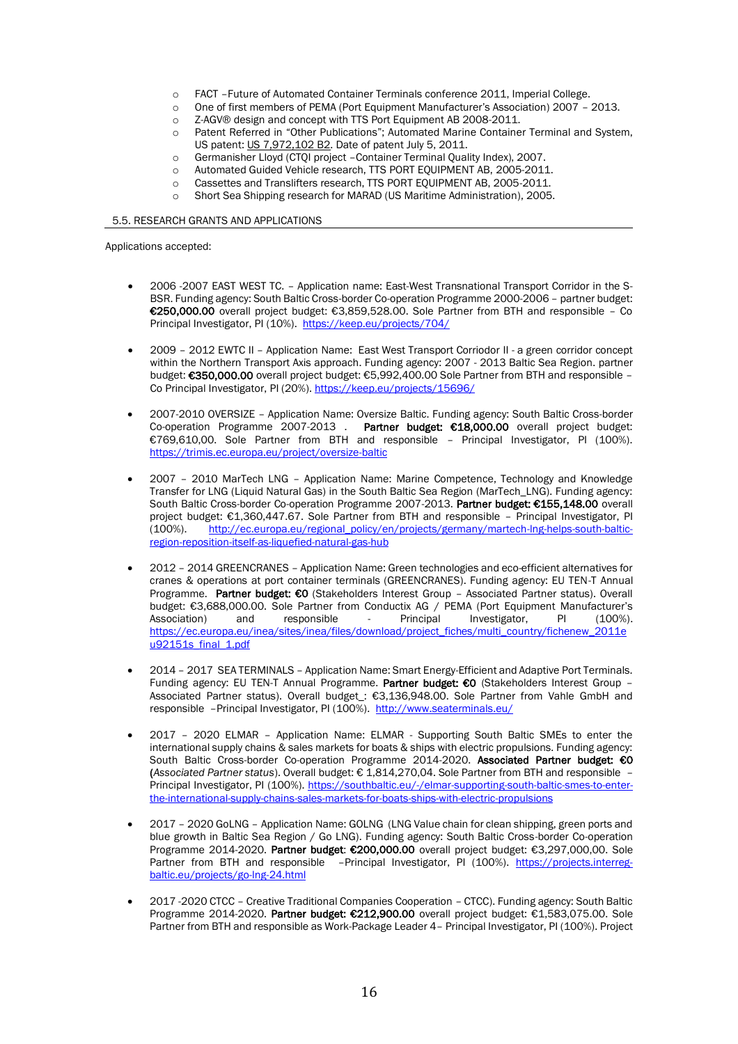- FACT –Future of Automated Container Terminals conference 2011, Imperial College.
- One of first members of PEMA (Port Equipment Manufacturer's Association) 2007 – 2013.
- Z-AGV® design and concept with TTS Port Equipment AB 2008-2011.
- Patent Referred in "Other Publications"; Automated Marine Container Terminal and System, US patent: US 7,972,102 B2. Date of patent July 5, 2011.
- Germanisher Lloyd (CTQI project –Container Terminal Quality Index), 2007.
- Automated Guided Vehicle research, TTS PORT EQUIPMENT AB, 2005-2011.
- Cassettes and Translifters research, TTS PORT EQUIPMENT AB, 2005-2011.
- Short Sea Shipping research for MARAD (US Maritime Administration), 2005.

## 5.5. RESEARCH GRANTS AND APPLICATIONS

Applications accepted:

- 2006 -2007 EAST WEST TC. – Application name: East-West Transnational Transport Corridor in the S-BSR. Funding agency: South Baltic Cross-border Co-operation Programme 2000-2006 – partner budget: **€250,000.00** overall project budget: €3,859,528.00. Sole Partner from BTH and responsible – Co Principal Investigator, PI (10%). https://keep.eu/projects/704/

- 2009 – 2012 EWTC II – Application Name: East West Transport Corriodor II - a green corridor concept within the Northern Transport Axis approach. Funding agency: 2007 - 2013 Baltic Sea Region. partner budget: **€350,000.00** overall project budget: €5,992,400.00 Sole Partner from BTH and responsible – Co Principal Investigator, PI (20%). https://keep.eu/projects/15696/

- 2007-2010 OVERSIZE – Application Name: Oversize Baltic. Funding agency: South Baltic Cross-border Co-operation Programme 2007-2013 . **Partner budget: €18,000.00** overall project budget: €769,610,00. Sole Partner from BTH and responsible – Principal Investigator, PI (100%). https://trimis.ec.europa.eu/project/oversize-baltic

- 2007 – 2010 MarTech LNG – Application Name: Marine Competence, Technology and Knowledge Transfer for LNG (Liquid Natural Gas) in the South Baltic Sea Region (MarTech_LNG). Funding agency: South Baltic Cross-border Co-operation Programme 2007-2013. **Partner budget: €155,148.00** overall project budget: €1,360,447.67. Sole Partner from BTH and responsible – Principal Investigator, PI (100%). http://ec.europa.eu/regional_policy/en/projects/germany/martech-lng-helps-south-baltic-region-reposition-itself-as-liquefied-natural-gas-hub

- 2012 – 2014 GREENCRANES – Application Name: Green technologies and eco-efficient alternatives for cranes & operations at port container terminals (GREENCRANES). Funding agency: EU TEN-T Annual Programme. **Partner budget: €0** (Stakeholders Interest Group – Associated Partner status). Overall budget: €3,688,000.00. Sole Partner from Conductix AG / PEMA (Port Equipment Manufacturer's Association) and responsible - Principal Investigator, PI (100%). https://ec.europa.eu/inea/sites/inea/files/download/project_fiches/multi_country/fichenew_2011eu92151s_final_1.pdf

- 2014 – 2017 SEA TERMINALS – Application Name: Smart Energy-Efficient and Adaptive Port Terminals. Funding agency: EU TEN-T Annual Programme. **Partner budget: €0** (Stakeholders Interest Group – Associated Partner status). Overall budget_: €3,136,948.00. Sole Partner from Vahle GmbH and responsible –Principal Investigator, PI (100%). http://www.seaterminals.eu/

- 2017 – 2020 ELMAR – Application Name: ELMAR - Supporting South Baltic SMEs to enter the international supply chains & sales markets for boats & ships with electric propulsions. Funding agency: South Baltic Cross-border Co-operation Programme 2014-2020. **Associated Partner budget: €0** (*Associated Partner status*). Overall budget: € 1,814,270,04. Sole Partner from BTH and responsible – Principal Investigator, PI (100%). https://southbaltic.eu/-/elmar-supporting-south-baltic-smes-to-enter-the-international-supply-chains-sales-markets-for-boats-ships-with-electric-propulsions

- 2017 – 2020 GoLNG – Application Name: GOLNG (LNG Value chain for clean shipping, green ports and blue growth in Baltic Sea Region / Go LNG). Funding agency: South Baltic Cross-border Co-operation Programme 2014-2020. **Partner budget: €200,000.00** overall project budget: €3,297,000,00. Sole Partner from BTH and responsible –Principal Investigator, PI (100%). https://projects.interreg-baltic.eu/projects/go-lng-24.html

- 2017 -2020 CTCC – Creative Traditional Companies Cooperation – CTCC). Funding agency: South Baltic Programme 2014-2020. **Partner budget: €212,900.00** overall project budget: €1,583,075.00. Sole Partner from BTH and responsible as Work-Package Leader 4– Principal Investigator, PI (100%). Project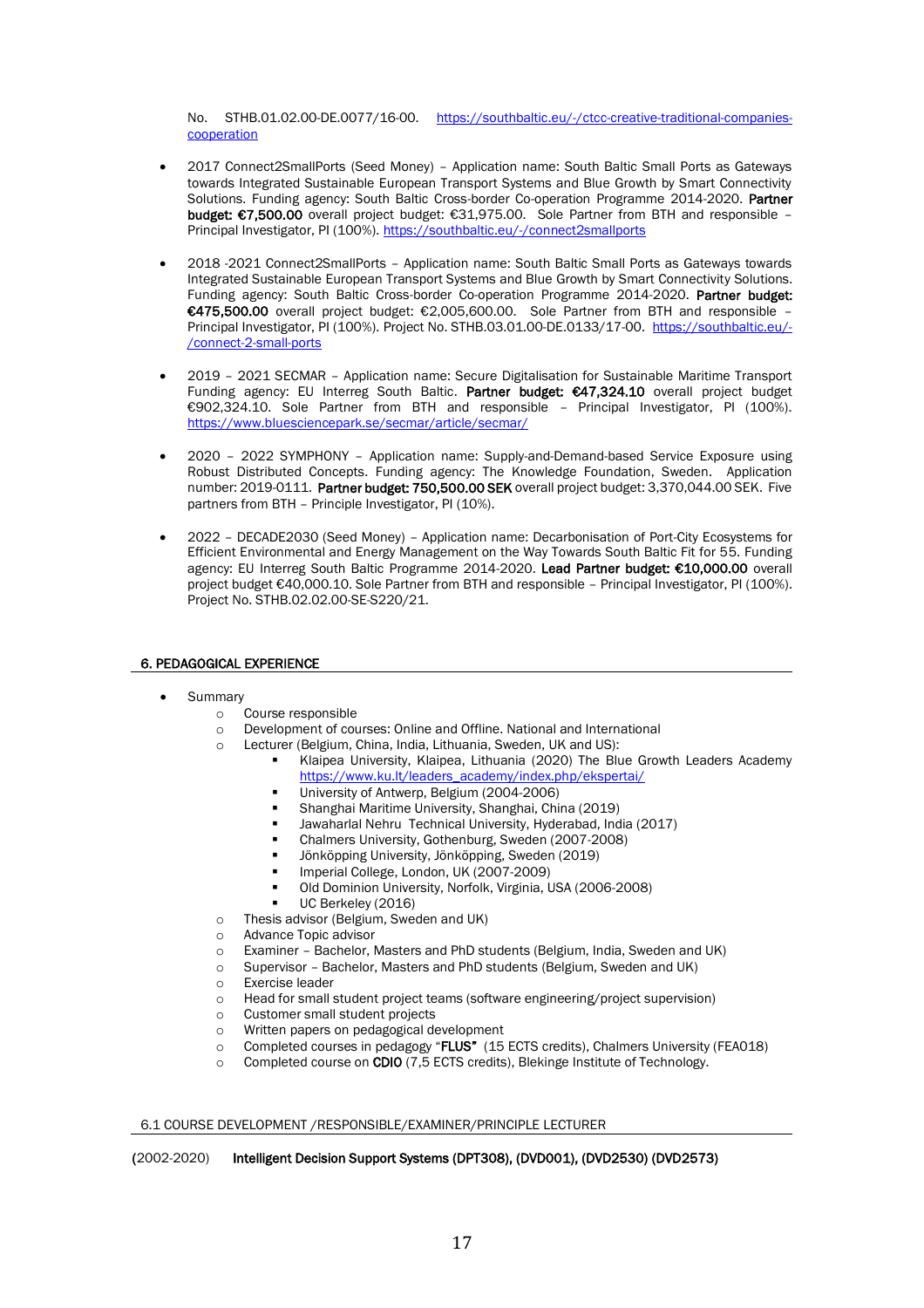No. STHB.01.02.00-DE.0077/16-00. https://southbaltic.eu/-/ctcc-creative-traditional-companies-cooperation

- 2017 Connect2SmallPorts (Seed Money) – Application name: South Baltic Small Ports as Gateways towards Integrated Sustainable European Transport Systems and Blue Growth by Smart Connectivity Solutions. Funding agency: South Baltic Cross-border Co-operation Programme 2014-2020. **Partner budget: €7,500.00** overall project budget: €31,975.00. Sole Partner from BTH and responsible – Principal Investigator, PI (100%). https://southbaltic.eu/-/connect2smallports

- 2018 -2021 Connect2SmallPorts – Application name: South Baltic Small Ports as Gateways towards Integrated Sustainable European Transport Systems and Blue Growth by Smart Connectivity Solutions. Funding agency: South Baltic Cross-border Co-operation Programme 2014-2020. **Partner budget: €475,500.00** overall project budget: €2,005,600.00. Sole Partner from BTH and responsible – Principal Investigator, PI (100%). Project No. STHB.03.01.00-DE.0133/17-00. https://southbaltic.eu/-/connect-2-small-ports

- 2019 – 2021 SECMAR – Application name: Secure Digitalisation for Sustainable Maritime Transport Funding agency: EU Interreg South Baltic. **Partner budget: €47,324.10** overall project budget €902,324.10. Sole Partner from BTH and responsible – Principal Investigator, PI (100%). https://www.bluesciencepark.se/secmar/article/secmar/

- 2020 – 2022 SYMPHONY – Application name: Supply-and-Demand-based Service Exposure using Robust Distributed Concepts. Funding agency: The Knowledge Foundation, Sweden. Application number: 2019-0111. **Partner budget: 750,500.00 SEK** overall project budget: 3,370,044.00 SEK. Five partners from BTH – Principle Investigator, PI (10%).

- 2022 – DECADE2030 (Seed Money) – Application name: Decarbonisation of Port-City Ecosystems for Efficient Environmental and Energy Management on the Way Towards South Baltic Fit for 55. Funding agency: EU Interreg South Baltic Programme 2014-2020. **Lead Partner budget: €10,000.00** overall project budget €40,000.10. Sole Partner from BTH and responsible – Principal Investigator, PI (100%). Project No. STHB.02.02.00-SE-S220/21.

## 6. PEDAGOGICAL EXPERIENCE

- Summary
  - Course responsible
  - Development of courses: Online and Offline. National and International
  - Lecturer (Belgium, China, India, Lithuania, Sweden, UK and US):
    - Klaipea University, Klaipea, Lithuania (2020) The Blue Growth Leaders Academy https://www.ku.lt/leaders_academy/index.php/ekspertai/
    - University of Antwerp, Belgium (2004-2006)
    - Shanghai Maritime University, Shanghai, China (2019)
    - Jawaharlal Nehru Technical University, Hyderabad, India (2017)
    - Chalmers University, Gothenburg, Sweden (2007-2008)
    - Jönköpping University, Jönköpping, Sweden (2019)
    - Imperial College, London, UK (2007-2009)
    - Old Dominion University, Norfolk, Virginia, USA (2006-2008)
    - UC Berkeley (2016)
  - Thesis advisor (Belgium, Sweden and UK)
  - Advance Topic advisor
  - Examiner – Bachelor, Masters and PhD students (Belgium, India, Sweden and UK)
  - Supervisor – Bachelor, Masters and PhD students (Belgium, Sweden and UK)
  - Exercise leader
  - Head for small student project teams (software engineering/project supervision)
  - Customer small student projects
  - Written papers on pedagogical development
  - Completed courses in pedagogy "**FLUS**" (15 ECTS credits), Chalmers University (FEA018)
  - Completed course on **CDIO** (7,5 ECTS credits), Blekinge Institute of Technology.

### 6.1 COURSE DEVELOPMENT /RESPONSIBLE/EXAMINER/PRINCIPLE LECTURER

(2002-2020) **Intelligent Decision Support Systems (DPT308), (DVD001), (DVD2530) (DVD2573)**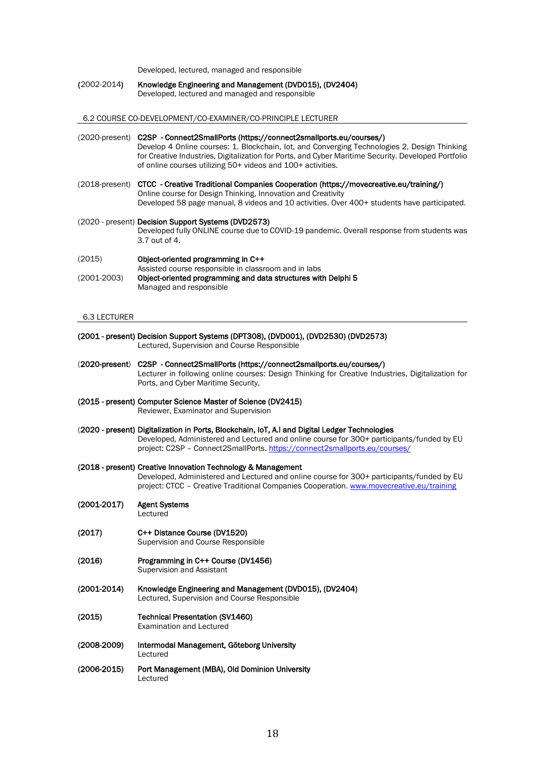Developed, lectured, managed and responsible

(2002-2014) **Knowledge Engineering and Management (DVD015), (DV2404)**
Developed, lectured and managed and responsible

## 6.2 COURSE CO-DEVELOPMENT/CO-EXAMINER/CO-PRINCIPLE LECTURER

(2020-present) **C2SP - Connect2SmallPorts (https://connect2smallports.eu/courses/)**
Develop 4 Online courses: 1. Blockchain, Iot, and Converging Technologies 2, Design Thinking for Creative Industries, Digitalization for Ports, and Cyber Maritime Security. Developed Portfolio of online courses utilizing 50+ videos and 100+ activities.

(2018-present) **CTCC - Creative Traditional Companies Cooperation (https://movecreative.eu/training/)**
Online course for Design Thinking, Innovation and Creativity
Developed 58 page manual, 8 videos and 10 activities. Over 400+ students have participated.

(2020 - present) **Decision Support Systems (DVD2573)**
Developed fully ONLINE course due to COVID-19 pandemic. Overall response from students was 3.7 out of 4.

(2015) **Object-oriented programming in C++**
Assisted course responsible in classroom and in labs

(2001-2003) **Object-oriented programming and data structures with Delphi 5**
Managed and responsible

## 6.3 LECTURER

**(2001 - present) Decision Support Systems (DPT308), (DVD001), (DVD2530) (DVD2573)**
Lectured, Supervision and Course Responsible

(**2020-present**) **C2SP - Connect2SmallPorts (https://connect2smallports.eu/courses/)**
Lecturer in following online courses: Design Thinking for Creative Industries, Digitalization for Ports, and Cyber Maritime Security,

**(2015 - present) Computer Science Master of Science (DV2415)**
Reviewer, Examinator and Supervision

(**2020 - present) Digitalization in Ports, Blockchain, IoT, A.I and Digital Ledger Technologies**
Developed, Administered and Lectured and online course for 300+ participants/funded by EU project: C2SP – Connect2SmallPorts. https://connect2smallports.eu/courses/

**(2018 - present) Creative Innovation Technology & Management**
Developed, Administered and Lectured and online course for 300+ participants/funded by EU project: CTCC – Creative Traditional Companies Cooperation. www.movecreative.eu/training

**(2001-2017) Agent Systems**
Lectured

**(2017) C++ Distance Course (DV1520)**
Supervision and Course Responsible

**(2016) Programming in C++ Course (DV1456)**
Supervision and Assistant

**(2001-2014) Knowledge Engineering and Management (DVD015), (DV2404)**
Lectured, Supervision and Course Responsible

**(2015) Technical Presentation (SV1460)**
Examination and Lectured

**(2008-2009) Intermodal Management, Göteborg University**
Lectured

**(2006-2015) Port Management (MBA), Old Dominion University**
Lectured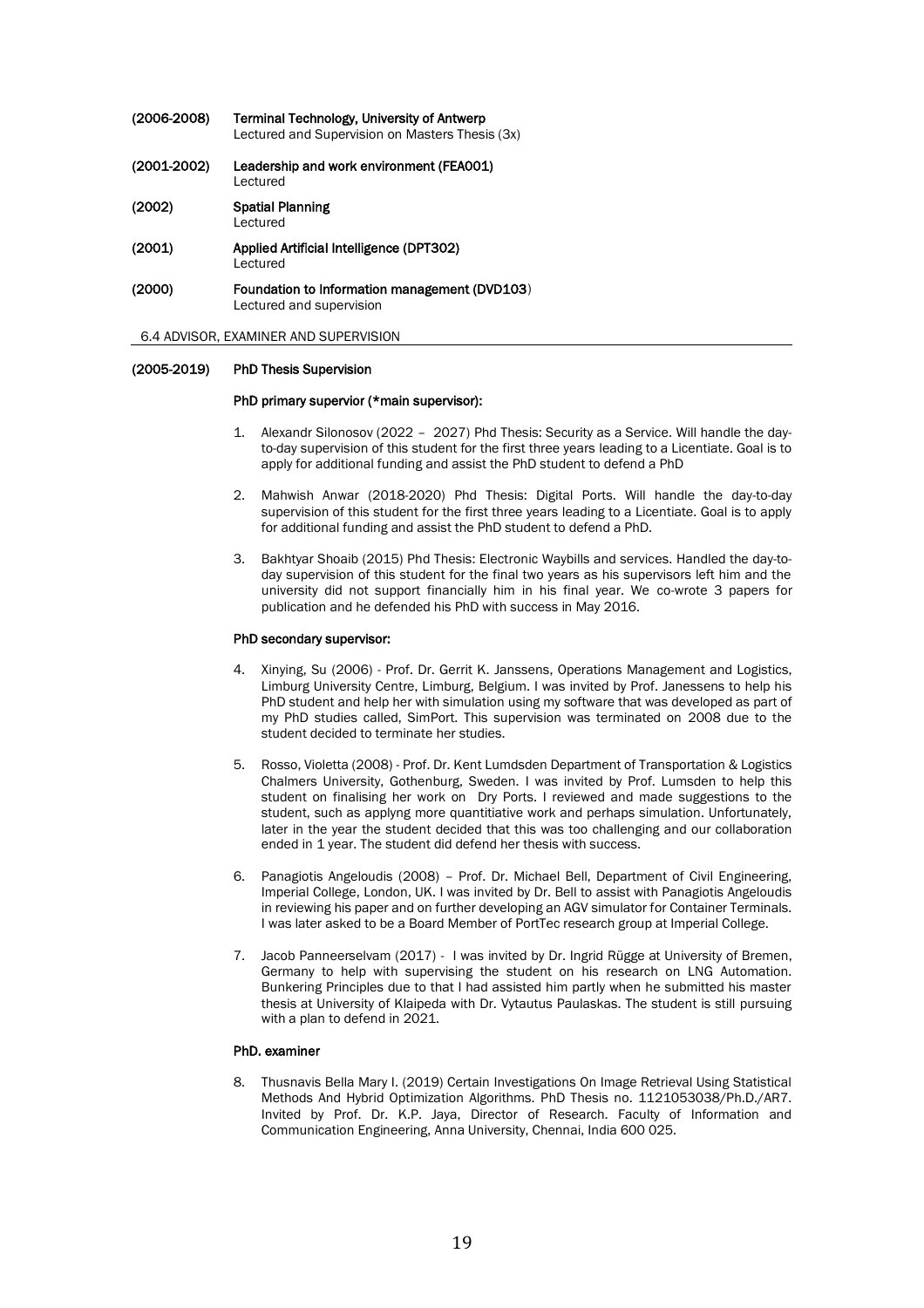**(2006-2008)** **Terminal Technology, University of Antwerp**
Lectured and Supervision on Masters Thesis (3x)

**(2001-2002)** **Leadership and work environment (FEA001)**
Lectured

**(2002)** **Spatial Planning**
Lectured

**(2001)** **Applied Artificial Intelligence (DPT302)**
Lectured

**(2000)** **Foundation to Information management (DVD103**)
Lectured and supervision

## 6.4 ADVISOR, EXAMINER AND SUPERVISION

**(2005-2019)** **PhD Thesis Supervision**

**PhD primary supervior (*main supervisor):**

1. Alexandr Silonosov (2022 – 2027) Phd Thesis: Security as a Service. Will handle the day-to-day supervision of this student for the first three years leading to a Licentiate. Goal is to apply for additional funding and assist the PhD student to defend a PhD

2. Mahwish Anwar (2018-2020) Phd Thesis: Digital Ports. Will handle the day-to-day supervision of this student for the first three years leading to a Licentiate. Goal is to apply for additional funding and assist the PhD student to defend a PhD.

3. Bakhtyar Shoaib (2015) Phd Thesis: Electronic Waybills and services. Handled the day-to-day supervision of this student for the final two years as his supervisors left him and the university did not support financially him in his final year. We co-wrote 3 papers for publication and he defended his PhD with success in May 2016.

**PhD secondary supervisor:**

4. Xinying, Su (2006) - Prof. Dr. Gerrit K. Janssens, Operations Management and Logistics, Limburg University Centre, Limburg, Belgium. I was invited by Prof. Janessens to help his PhD student and help her with simulation using my software that was developed as part of my PhD studies called, SimPort. This supervision was terminated on 2008 due to the student decided to terminate her studies.

5. Rosso, Violetta (2008) - Prof. Dr. Kent Lumdsden Department of Transportation & Logistics Chalmers University, Gothenburg, Sweden. I was invited by Prof. Lumsden to help this student on finalising her work on Dry Ports. I reviewed and made suggestions to the student, such as applyng more quantitiative work and perhaps simulation. Unfortunately, later in the year the student decided that this was too challenging and our collaboration ended in 1 year. The student did defend her thesis with success.

6. Panagiotis Angeloudis (2008) – Prof. Dr. Michael Bell, Department of Civil Engineering, Imperial College, London, UK. I was invited by Dr. Bell to assist with Panagiotis Angeloudis in reviewing his paper and on further developing an AGV simulator for Container Terminals. I was later asked to be a Board Member of PortTec research group at Imperial College.

7. Jacob Panneerselvam (2017) - I was invited by Dr. Ingrid Rügge at University of Bremen, Germany to help with supervising the student on his research on LNG Automation. Bunkering Principles due to that I had assisted him partly when he submitted his master thesis at University of Klaipeda with Dr. Vytautus Paulaskas. The student is still pursuing with a plan to defend in 2021.

**PhD. examiner**

8. Thusnavis Bella Mary I. (2019) Certain Investigations On Image Retrieval Using Statistical Methods And Hybrid Optimization Algorithms. PhD Thesis no. 1121053038/Ph.D./AR7. Invited by Prof. Dr. K.P. Jaya, Director of Research. Faculty of Information and Communication Engineering, Anna University, Chennai, India 600 025.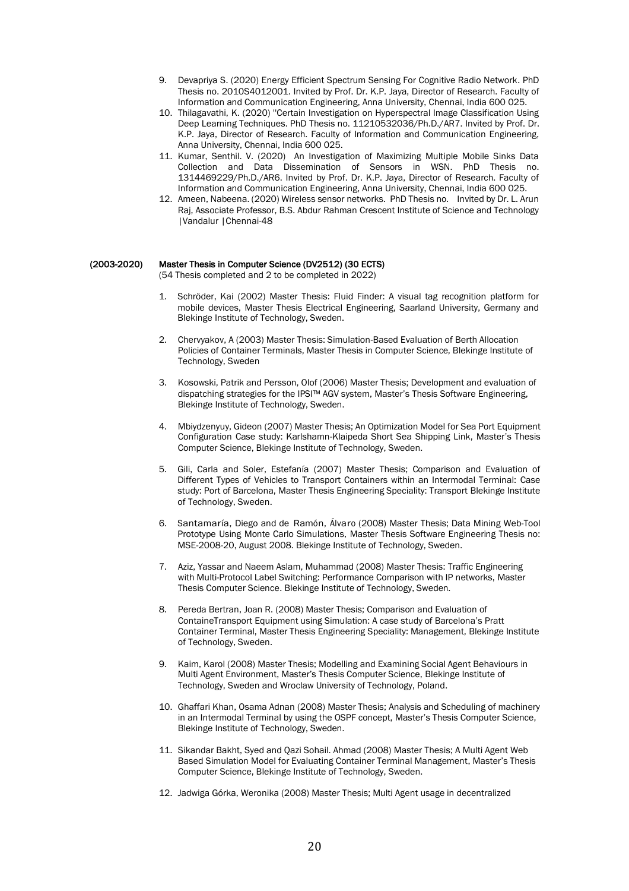9. Devapriya S. (2020) Energy Efficient Spectrum Sensing For Cognitive Radio Network. PhD Thesis no. 2010S4012001. Invited by Prof. Dr. K.P. Jaya, Director of Research. Faculty of Information and Communication Engineering, Anna University, Chennai, India 600 025.
10. Thilagavathi, K. (2020) "Certain Investigation on Hyperspectral Image Classification Using Deep Learning Techniques. PhD Thesis no. 11210532036/Ph.D./AR7. Invited by Prof. Dr. K.P. Jaya, Director of Research. Faculty of Information and Communication Engineering, Anna University, Chennai, India 600 025.
11. Kumar, Senthil. V. (2020) An Investigation of Maximizing Multiple Mobile Sinks Data Collection and Data Dissemination of Sensors in WSN. PhD Thesis no. 1314469229/Ph.D./AR6. Invited by Prof. Dr. K.P. Jaya, Director of Research. Faculty of Information and Communication Engineering, Anna University, Chennai, India 600 025.
12. Ameen, Nabeena. (2020) Wireless sensor networks. PhD Thesis no. Invited by Dr. L. Arun Raj, Associate Professor, B.S. Abdur Rahman Crescent Institute of Science and Technology |Vandalur |Chennai-48

**(2003-2020) Master Thesis in Computer Science (DV2512) (30 ECTS)**
(54 Thesis completed and 2 to be completed in 2022)

1. Schröder, Kai (2002) Master Thesis: Fluid Finder: A visual tag recognition platform for mobile devices, Master Thesis Electrical Engineering, Saarland University, Germany and Blekinge Institute of Technology, Sweden.

2. Chervyakov, A (2003) Master Thesis: Simulation-Based Evaluation of Berth Allocation Policies of Container Terminals, Master Thesis in Computer Science, Blekinge Institute of Technology, Sweden

3. Kosowski, Patrik and Persson, Olof (2006) Master Thesis; Development and evaluation of dispatching strategies for the IPSI™ AGV system, Master's Thesis Software Engineering, Blekinge Institute of Technology, Sweden.

4. Mbiydzenyuy, Gideon (2007) Master Thesis; An Optimization Model for Sea Port Equipment Configuration Case study: Karlshamn-Klaipeda Short Sea Shipping Link, Master's Thesis Computer Science, Blekinge Institute of Technology, Sweden.

5. Gili, Carla and Soler, Estefanía (2007) Master Thesis; Comparison and Evaluation of Different Types of Vehicles to Transport Containers within an Intermodal Terminal: Case study: Port of Barcelona, Master Thesis Engineering Speciality: Transport Blekinge Institute of Technology, Sweden.

6. Santamaría, Diego and de Ramón, Álvaro (2008) Master Thesis; Data Mining Web-Tool Prototype Using Monte Carlo Simulations, Master Thesis Software Engineering Thesis no: MSE-2008-20, August 2008. Blekinge Institute of Technology, Sweden.

7. Aziz, Yassar and Naeem Aslam, Muhammad (2008) Master Thesis: Traffic Engineering with Multi-Protocol Label Switching: Performance Comparison with IP networks, Master Thesis Computer Science. Blekinge Institute of Technology, Sweden.

8. Pereda Bertran, Joan R. (2008) Master Thesis; Comparison and Evaluation of ContaineTransport Equipment using Simulation: A case study of Barcelona's Pratt Container Terminal, Master Thesis Engineering Speciality: Management, Blekinge Institute of Technology, Sweden.

9. Kaim, Karol (2008) Master Thesis; Modelling and Examining Social Agent Behaviours in Multi Agent Environment, Master's Thesis Computer Science, Blekinge Institute of Technology, Sweden and Wroclaw University of Technology, Poland.

10. Ghaffari Khan, Osama Adnan (2008) Master Thesis; Analysis and Scheduling of machinery in an Intermodal Terminal by using the OSPF concept, Master's Thesis Computer Science, Blekinge Institute of Technology, Sweden.

11. Sikandar Bakht, Syed and Qazi Sohail. Ahmad (2008) Master Thesis; A Multi Agent Web Based Simulation Model for Evaluating Container Terminal Management, Master's Thesis Computer Science, Blekinge Institute of Technology, Sweden.

12. Jadwiga Górka, Weronika (2008) Master Thesis; Multi Agent usage in decentralized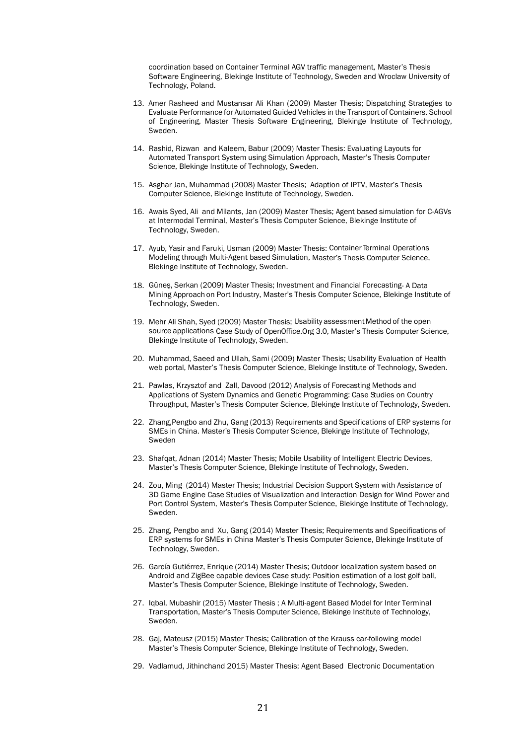coordination based on Container Terminal AGV traffic management, Master's Thesis Software Engineering, Blekinge Institute of Technology, Sweden and Wroclaw University of Technology, Poland.

13. Amer Rasheed and Mustansar Ali Khan (2009) Master Thesis; Dispatching Strategies to Evaluate Performance for Automated Guided Vehicles in the Transport of Containers. School of Engineering, Master Thesis Software Engineering, Blekinge Institute of Technology, Sweden.

14. Rashid, Rizwan and Kaleem, Babur (2009) Master Thesis: Evaluating Layouts for Automated Transport System using Simulation Approach, Master's Thesis Computer Science, Blekinge Institute of Technology, Sweden.

15. Asghar Jan, Muhammad (2008) Master Thesis; Adaption of IPTV, Master's Thesis Computer Science, Blekinge Institute of Technology, Sweden.

16. Awais Syed, Ali and Milants, Jan (2009) Master Thesis; Agent based simulation for C-AGVs at Intermodal Terminal, Master's Thesis Computer Science, Blekinge Institute of Technology, Sweden.

17. Ayub, Yasir and Faruki, Usman (2009) Master Thesis: Container Terminal Operations Modeling through Multi-Agent based Simulation, Master's Thesis Computer Science, Blekinge Institute of Technology, Sweden.

18. Güneş, Serkan (2009) Master Thesis; Investment and Financial Forecasting- A Data Mining Approach on Port Industry, Master's Thesis Computer Science, Blekinge Institute of Technology, Sweden.

19. Mehr Ali Shah, Syed (2009) Master Thesis; Usability assessment Method of the open source applications Case Study of OpenOffice.Org 3.0, Master's Thesis Computer Science, Blekinge Institute of Technology, Sweden.

20. Muhammad, Saeed and Ullah, Sami (2009) Master Thesis; Usability Evaluation of Health web portal, Master's Thesis Computer Science, Blekinge Institute of Technology, Sweden.

21. Pawlas, Krzysztof and Zall, Davood (2012) Analysis of Forecasting Methods and Applications of System Dynamics and Genetic Programming: Case Studies on Country Throughput, Master's Thesis Computer Science, Blekinge Institute of Technology, Sweden.

22. Zhang,Pengbo and Zhu, Gang (2013) Requirements and Specifications of ERP systems for SMEs in China. Master's Thesis Computer Science, Blekinge Institute of Technology, Sweden

23. Shafqat, Adnan (2014) Master Thesis; Mobile Usability of Intelligent Electric Devices, Master's Thesis Computer Science, Blekinge Institute of Technology, Sweden.

24. Zou, Ming (2014) Master Thesis; Industrial Decision Support System with Assistance of 3D Game Engine Case Studies of Visualization and Interaction Design for Wind Power and Port Control System, Master's Thesis Computer Science, Blekinge Institute of Technology, Sweden.

25. Zhang, Pengbo and Xu, Gang (2014) Master Thesis; Requirements and Specifications of ERP systems for SMEs in China Master's Thesis Computer Science, Blekinge Institute of Technology, Sweden.

26. García Gutiérrez, Enrique (2014) Master Thesis; Outdoor localization system based on Android and ZigBee capable devices Case study: Position estimation of a lost golf ball, Master's Thesis Computer Science, Blekinge Institute of Technology, Sweden.

27. Iqbal, Mubashir (2015) Master Thesis ; A Multi-agent Based Model for Inter Terminal Transportation, Master's Thesis Computer Science, Blekinge Institute of Technology, Sweden.

28. Gaj, Mateusz (2015) Master Thesis; Calibration of the Krauss car-following model Master's Thesis Computer Science, Blekinge Institute of Technology, Sweden.

29. Vadlamud, Jithinchand 2015) Master Thesis; Agent Based Electronic Documentation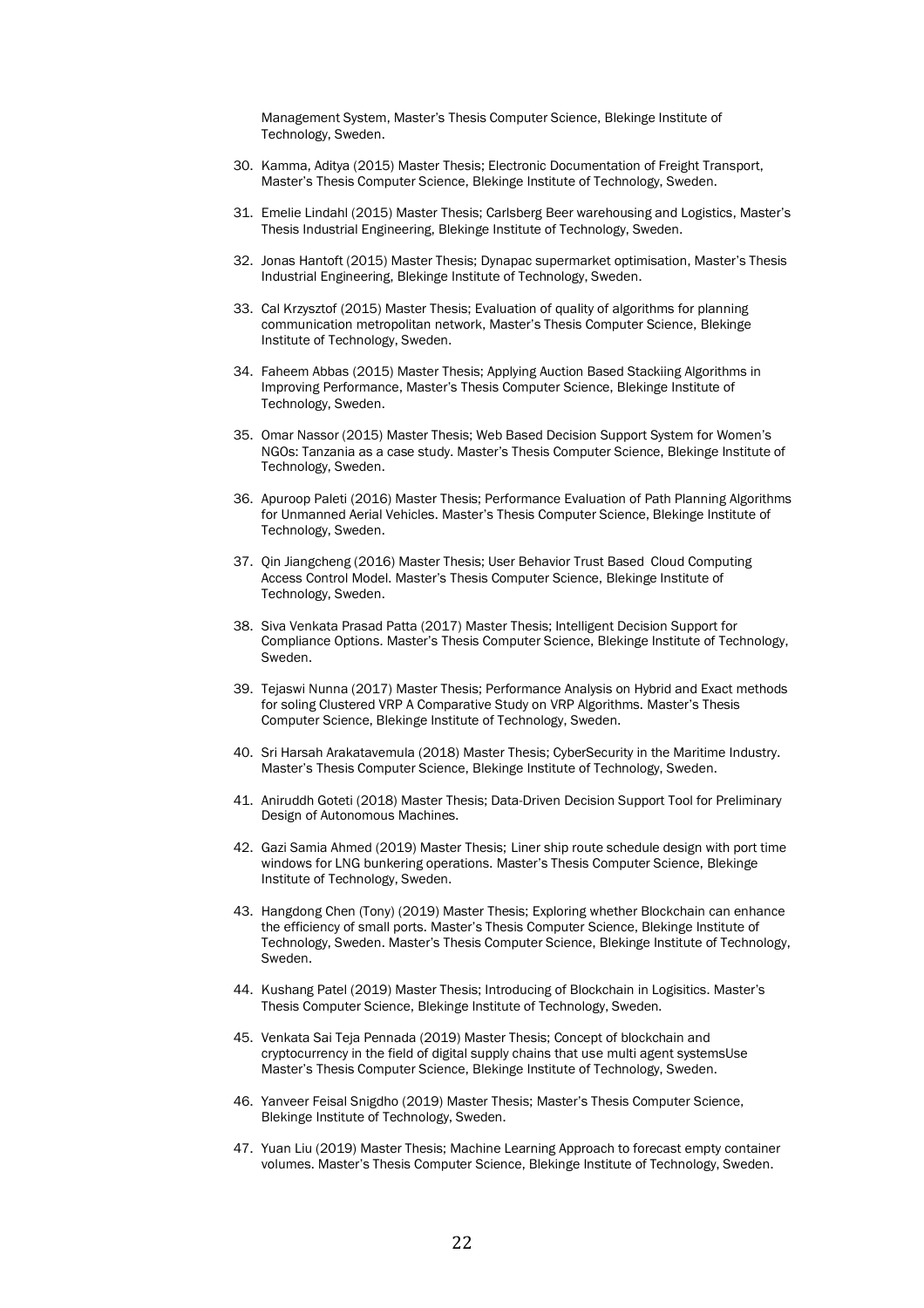Management System, Master's Thesis Computer Science, Blekinge Institute of Technology, Sweden.

30. Kamma, Aditya (2015) Master Thesis; Electronic Documentation of Freight Transport, Master's Thesis Computer Science, Blekinge Institute of Technology, Sweden.

31. Emelie Lindahl (2015) Master Thesis; Carlsberg Beer warehousing and Logistics, Master's Thesis Industrial Engineering, Blekinge Institute of Technology, Sweden.

32. Jonas Hantoft (2015) Master Thesis; Dynapac supermarket optimisation, Master's Thesis Industrial Engineering, Blekinge Institute of Technology, Sweden.

33. Cal Krzysztof (2015) Master Thesis; Evaluation of quality of algorithms for planning communication metropolitan network, Master's Thesis Computer Science, Blekinge Institute of Technology, Sweden.

34. Faheem Abbas (2015) Master Thesis; Applying Auction Based Stackiing Algorithms in Improving Performance, Master's Thesis Computer Science, Blekinge Institute of Technology, Sweden.

35. Omar Nassor (2015) Master Thesis; Web Based Decision Support System for Women's NGOs: Tanzania as a case study. Master's Thesis Computer Science, Blekinge Institute of Technology, Sweden.

36. Apuroop Paleti (2016) Master Thesis; Performance Evaluation of Path Planning Algorithms for Unmanned Aerial Vehicles. Master's Thesis Computer Science, Blekinge Institute of Technology, Sweden.

37. Qin Jiangcheng (2016) Master Thesis; User Behavior Trust Based Cloud Computing Access Control Model. Master's Thesis Computer Science, Blekinge Institute of Technology, Sweden.

38. Siva Venkata Prasad Patta (2017) Master Thesis; Intelligent Decision Support for Compliance Options. Master's Thesis Computer Science, Blekinge Institute of Technology, Sweden.

39. Tejaswi Nunna (2017) Master Thesis; Performance Analysis on Hybrid and Exact methods for soling Clustered VRP A Comparative Study on VRP Algorithms. Master's Thesis Computer Science, Blekinge Institute of Technology, Sweden.

40. Sri Harsah Arakatavemula (2018) Master Thesis; CyberSecurity in the Maritime Industry. Master's Thesis Computer Science, Blekinge Institute of Technology, Sweden.

41. Aniruddh Goteti (2018) Master Thesis; Data-Driven Decision Support Tool for Preliminary Design of Autonomous Machines.

42. Gazi Samia Ahmed (2019) Master Thesis; Liner ship route schedule design with port time windows for LNG bunkering operations. Master's Thesis Computer Science, Blekinge Institute of Technology, Sweden.

43. Hangdong Chen (Tony) (2019) Master Thesis; Exploring whether Blockchain can enhance the efficiency of small ports. Master's Thesis Computer Science, Blekinge Institute of Technology, Sweden. Master's Thesis Computer Science, Blekinge Institute of Technology, Sweden.

44. Kushang Patel (2019) Master Thesis; Introducing of Blockchain in Logisitics. Master's Thesis Computer Science, Blekinge Institute of Technology, Sweden.

45. Venkata Sai Teja Pennada (2019) Master Thesis; Concept of blockchain and cryptocurrency in the field of digital supply chains that use multi agent systemsUse Master's Thesis Computer Science, Blekinge Institute of Technology, Sweden.

46. Yanveer Feisal Snigdho (2019) Master Thesis; Master's Thesis Computer Science, Blekinge Institute of Technology, Sweden.

47. Yuan Liu (2019) Master Thesis; Machine Learning Approach to forecast empty container volumes. Master's Thesis Computer Science, Blekinge Institute of Technology, Sweden.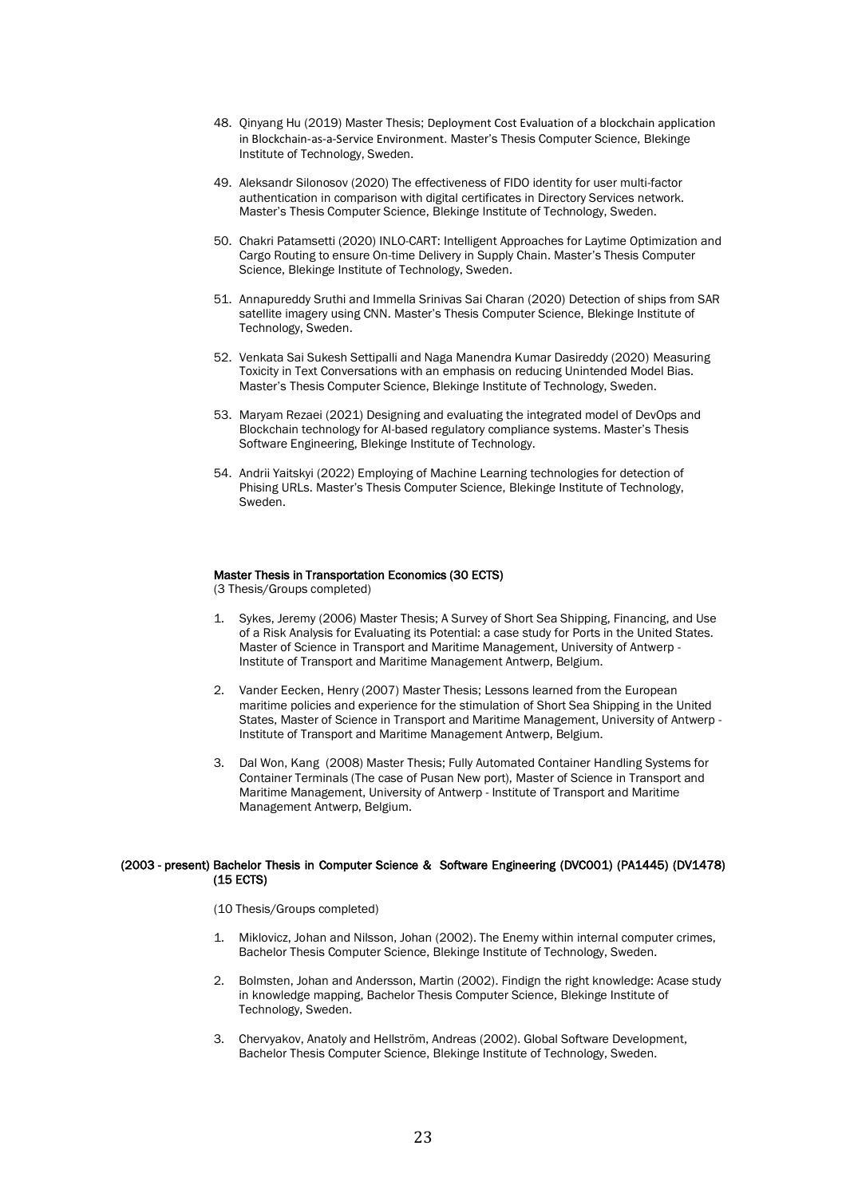48. Qinyang Hu (2019) Master Thesis; Deployment Cost Evaluation of a blockchain application in Blockchain-as-a-Service Environment. Master's Thesis Computer Science, Blekinge Institute of Technology, Sweden.

49. Aleksandr Silonosov (2020) The effectiveness of FIDO identity for user multi-factor authentication in comparison with digital certificates in Directory Services network. Master's Thesis Computer Science, Blekinge Institute of Technology, Sweden.

50. Chakri Patamsetti (2020) INLO-CART: Intelligent Approaches for Laytime Optimization and Cargo Routing to ensure On-time Delivery in Supply Chain. Master's Thesis Computer Science, Blekinge Institute of Technology, Sweden.

51. Annapureddy Sruthi and Immella Srinivas Sai Charan (2020) Detection of ships from SAR satellite imagery using CNN. Master's Thesis Computer Science, Blekinge Institute of Technology, Sweden.

52. Venkata Sai Sukesh Settipalli and Naga Manendra Kumar Dasireddy (2020) Measuring Toxicity in Text Conversations with an emphasis on reducing Unintended Model Bias. Master's Thesis Computer Science, Blekinge Institute of Technology, Sweden.

53. Maryam Rezaei (2021) Designing and evaluating the integrated model of DevOps and Blockchain technology for AI-based regulatory compliance systems. Master's Thesis Software Engineering, Blekinge Institute of Technology.

54. Andrii Yaitskyi (2022) Employing of Machine Learning technologies for detection of Phising URLs. Master's Thesis Computer Science, Blekinge Institute of Technology, Sweden.

**Master Thesis in Transportation Economics (30 ECTS)**
(3 Thesis/Groups completed)

1. Sykes, Jeremy (2006) Master Thesis; A Survey of Short Sea Shipping, Financing, and Use of a Risk Analysis for Evaluating its Potential: a case study for Ports in the United States. Master of Science in Transport and Maritime Management, University of Antwerp - Institute of Transport and Maritime Management Antwerp, Belgium.

2. Vander Eecken, Henry (2007) Master Thesis; Lessons learned from the European maritime policies and experience for the stimulation of Short Sea Shipping in the United States, Master of Science in Transport and Maritime Management, University of Antwerp - Institute of Transport and Maritime Management Antwerp, Belgium.

3. Dal Won, Kang (2008) Master Thesis; Fully Automated Container Handling Systems for Container Terminals (The case of Pusan New port), Master of Science in Transport and Maritime Management, University of Antwerp - Institute of Transport and Maritime Management Antwerp, Belgium.

**(2003 - present) Bachelor Thesis in Computer Science & Software Engineering (DVC001) (PA1445) (DV1478) (15 ECTS)**

(10 Thesis/Groups completed)

1. Miklovicz, Johan and Nilsson, Johan (2002). The Enemy within internal computer crimes, Bachelor Thesis Computer Science, Blekinge Institute of Technology, Sweden.

2. Bolmsten, Johan and Andersson, Martin (2002). Findign the right knowledge: Acase study in knowledge mapping, Bachelor Thesis Computer Science, Blekinge Institute of Technology, Sweden.

3. Chervyakov, Anatoly and Hellström, Andreas (2002). Global Software Development, Bachelor Thesis Computer Science, Blekinge Institute of Technology, Sweden.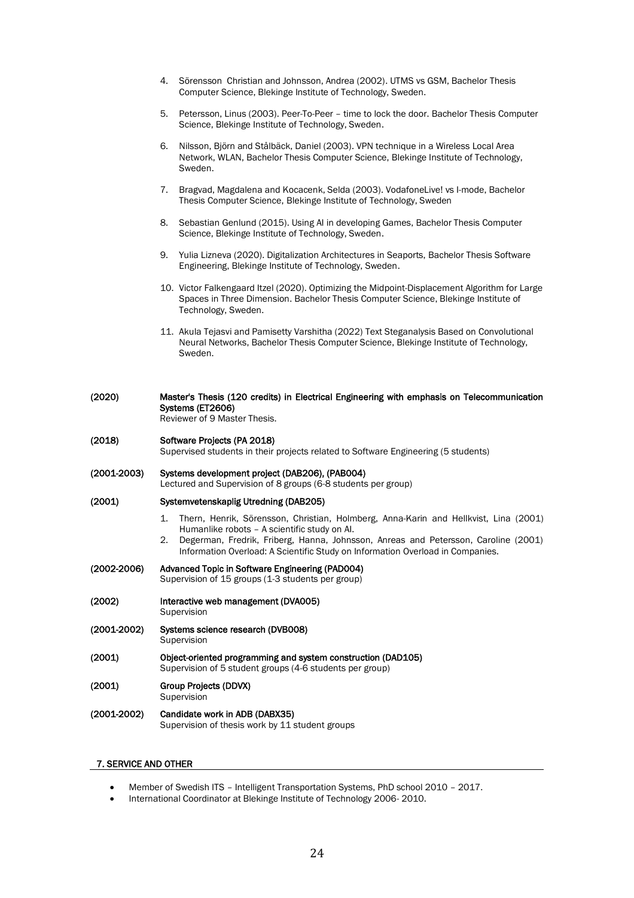4. Sörensson Christian and Johnsson, Andrea (2002). UTMS vs GSM, Bachelor Thesis Computer Science, Blekinge Institute of Technology, Sweden.

5. Petersson, Linus (2003). Peer-To-Peer – time to lock the door. Bachelor Thesis Computer Science, Blekinge Institute of Technology, Sweden.

6. Nilsson, Björn and Stålbäck, Daniel (2003). VPN technique in a Wireless Local Area Network, WLAN, Bachelor Thesis Computer Science, Blekinge Institute of Technology, Sweden.

7. Bragvad, Magdalena and Kocacenk, Selda (2003). VodafoneLive! vs I-mode, Bachelor Thesis Computer Science, Blekinge Institute of Technology, Sweden

8. Sebastian Genlund (2015). Using AI in developing Games, Bachelor Thesis Computer Science, Blekinge Institute of Technology, Sweden.

9. Yulia Lizneva (2020). Digitalization Architectures in Seaports, Bachelor Thesis Software Engineering, Blekinge Institute of Technology, Sweden.

10. Victor Falkengaard Itzel (2020). Optimizing the Midpoint-Displacement Algorithm for Large Spaces in Three Dimension. Bachelor Thesis Computer Science, Blekinge Institute of Technology, Sweden.

11. Akula Tejasvi and Pamisetty Varshitha (2022) Text Steganalysis Based on Convolutional Neural Networks, Bachelor Thesis Computer Science, Blekinge Institute of Technology, Sweden.

**(2020)** **Master's Thesis (120 credits) in Electrical Engineering with emphasis on Telecommunication Systems (ET2606)**
Reviewer of 9 Master Thesis.

**(2018)** **Software Projects (PA 2018)**
Supervised students in their projects related to Software Engineering (5 students)

**(2001-2003)** **Systems development project (DAB206), (PAB004)**
Lectured and Supervision of 8 groups (6-8 students per group)

**(2001)** **Systemvetenskaplig Utredning (DAB205)**

1. Thern, Henrik, Sörensson, Christian, Holmberg, Anna-Karin and Hellkvist, Lina (2001) Humanlike robots – A scientific study on AI.
2. Degerman, Fredrik, Friberg, Hanna, Johnsson, Anreas and Petersson, Caroline (2001) Information Overload: A Scientific Study on Information Overload in Companies.

**(2002-2006)** **Advanced Topic in Software Engineering (PAD004)**
Supervision of 15 groups (1-3 students per group)

**(2002)** **Interactive web management (DVA005)**
Supervision

**(2001-2002)** **Systems science research (DVB008)**
Supervision

**(2001)** **Object-oriented programming and system construction (DAD105)**
Supervision of 5 student groups (4-6 students per group)

**(2001)** **Group Projects (DDVX)**
Supervision

**(2001-2002)** **Candidate work in ADB (DABX35)**
Supervision of thesis work by 11 student groups

## 7. SERVICE AND OTHER

- Member of Swedish ITS – Intelligent Transportation Systems, PhD school 2010 – 2017.
- International Coordinator at Blekinge Institute of Technology 2006- 2010.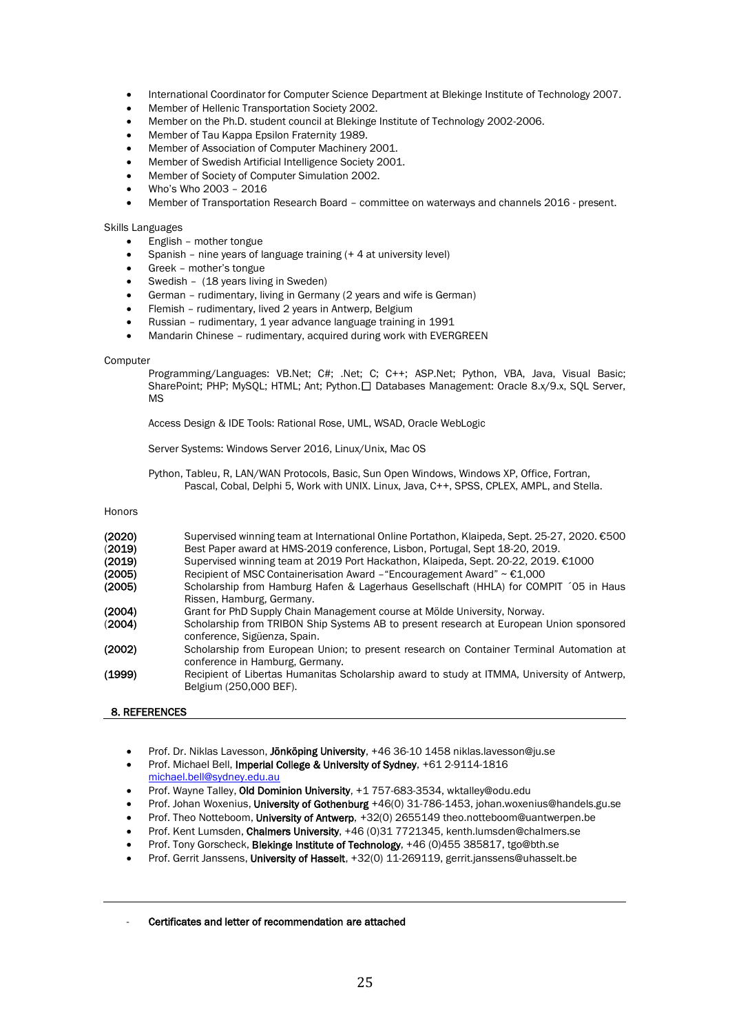- International Coordinator for Computer Science Department at Blekinge Institute of Technology 2007.
- Member of Hellenic Transportation Society 2002.
- Member on the Ph.D. student council at Blekinge Institute of Technology 2002-2006.
- Member of Tau Kappa Epsilon Fraternity 1989.
- Member of Association of Computer Machinery 2001.
- Member of Swedish Artificial Intelligence Society 2001.
- Member of Society of Computer Simulation 2002.
- Who's Who 2003 – 2016
- Member of Transportation Research Board – committee on waterways and channels 2016 - present.

Skills Languages

- English – mother tongue
- Spanish – nine years of language training (+ 4 at university level)
- Greek – mother's tongue
- Swedish – (18 years living in Sweden)
- German – rudimentary, living in Germany (2 years and wife is German)
- Flemish – rudimentary, lived 2 years in Antwerp, Belgium
- Russian – rudimentary, 1 year advance language training in 1991
- Mandarin Chinese – rudimentary, acquired during work with EVERGREEN

Computer

Programming/Languages: VB.Net; C#; .Net; C; C++; ASP.Net; Python, VBA, Java, Visual Basic; SharePoint; PHP; MySQL; HTML; Ant; Python. Databases Management: Oracle 8.x/9.x, SQL Server, MS

Access Design & IDE Tools: Rational Rose, UML, WSAD, Oracle WebLogic

Server Systems: Windows Server 2016, Linux/Unix, Mac OS

Python, Tableu, R, LAN/WAN Protocols, Basic, Sun Open Windows, Windows XP, Office, Fortran, Pascal, Cobal, Delphi 5, Work with UNIX. Linux, Java, C++, SPSS, CPLEX, AMPL, and Stella.

Honors

| | |
|---|---|
| **(2020)** | Supervised winning team at International Online Portathon, Klaipeda, Sept. 25-27, 2020. €500 |
| (**2019**) | Best Paper award at HMS-2019 conference, Lisbon, Portugal, Sept 18-20, 2019. |
| **(2019)** | Supervised winning team at 2019 Port Hackathon, Klaipeda, Sept. 20-22, 2019. €1000 |
| **(2005)** | Recipient of MSC Containerisation Award –"Encouragement Award" ~ €1,000 |
| **(2005)** | Scholarship from Hamburg Hafen & Lagerhaus Gesellschaft (HHLA) for COMPIT ´05 in Haus Rissen, Hamburg, Germany. |
| **(2004)** | Grant for PhD Supply Chain Management course at Mölde University, Norway. |
| (**2004**) | Scholarship from TRIBON Ship Systems AB to present research at European Union sponsored conference, Sigüenza, Spain. |
| **(2002)** | Scholarship from European Union; to present research on Container Terminal Automation at conference in Hamburg, Germany. |
| **(1999)** | Recipient of Libertas Humanitas Scholarship award to study at ITMMA, University of Antwerp, Belgium (250,000 BEF). |

## 8. REFERENCES

- Prof. Dr. Niklas Lavesson, **Jönköping University**, +46 36-10 1458 niklas.lavesson@ju.se
- Prof. Michael Bell, **Imperial College & University of Sydney**, +61 2-9114-1816 michael.bell@sydney.edu.au
- Prof. Wayne Talley, **Old Dominion University**, +1 757-683-3534, wktalley@odu.edu
- Prof. Johan Woxenius, **University of Gothenburg** +46(0) 31-786-1453, johan.woxenius@handels.gu.se
- Prof. Theo Notteboom, **University of Antwerp**, +32(0) 2655149 theo.notteboom@uantwerpen.be
- Prof. Kent Lumsden, **Chalmers University**, +46 (0)31 7721345, kenth.lumsden@chalmers.se
- Prof. Tony Gorscheck, **Blekinge Institute of Technology**, +46 (0)455 385817, tgo@bth.se
- Prof. Gerrit Janssens, **University of Hasselt**, +32(0) 11-269119, gerrit.janssens@uhasselt.be

---

- **Certificates and letter of recommendation are attached**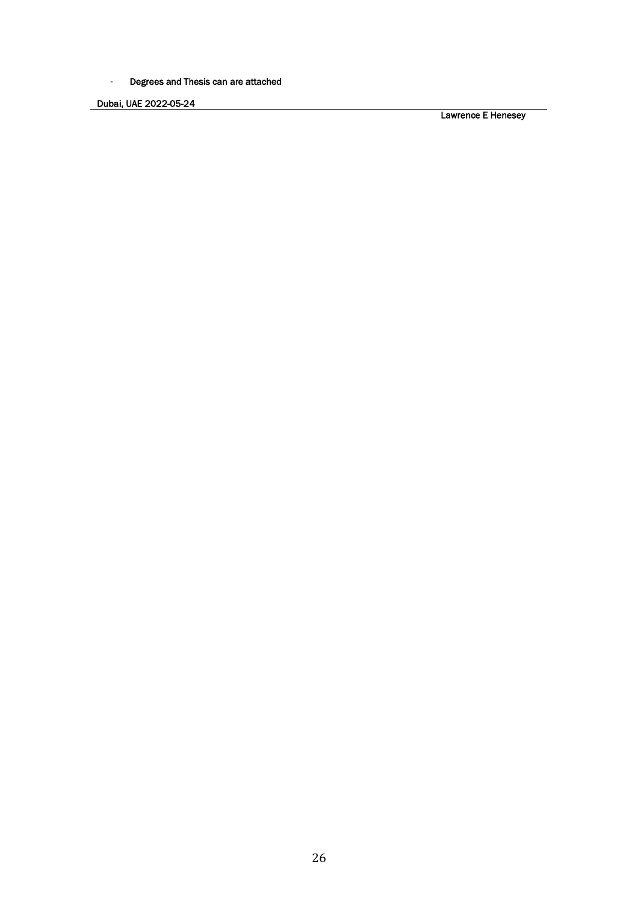- Degrees and Thesis can are attached

Dubai, UAE 2022-05-24

Lawrence E Henesey